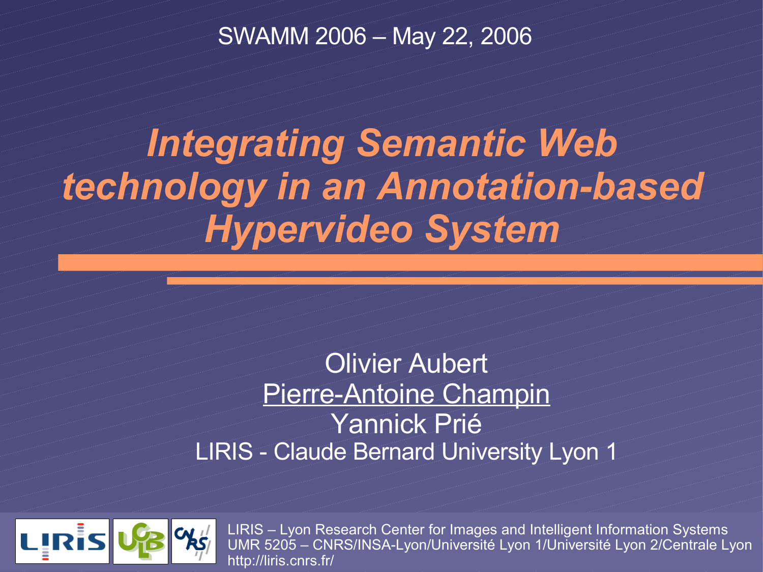SWAMM 2006 – May 22, 2006

# *Integrating Semantic Web technology in an Annotation-based Hypervideo System*

Olivier Aubert
Pierre-Antoine Champin
Yannick Prié
LIRIS - Claude Bernard University Lyon 1

LIRIS – Lyon Research Center for Images and Intelligent Information Systems
UMR 5205 – CNRS/INSA-Lyon/Université Lyon 1/Université Lyon 2/Centrale Lyon
http://liris.cnrs.fr/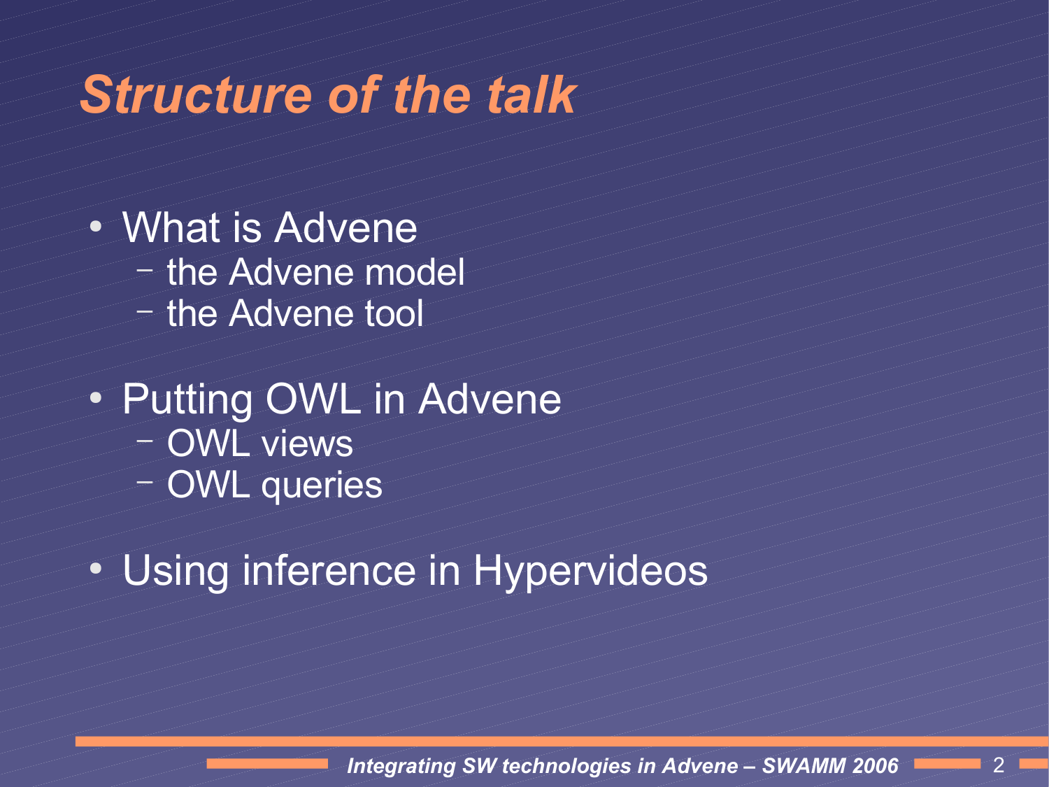# Structure of the talk

- What is Advene
  - the Advene model
  - the Advene tool
- Putting OWL in Advene
  - OWL views
  - OWL queries
- Using inference in Hypervideos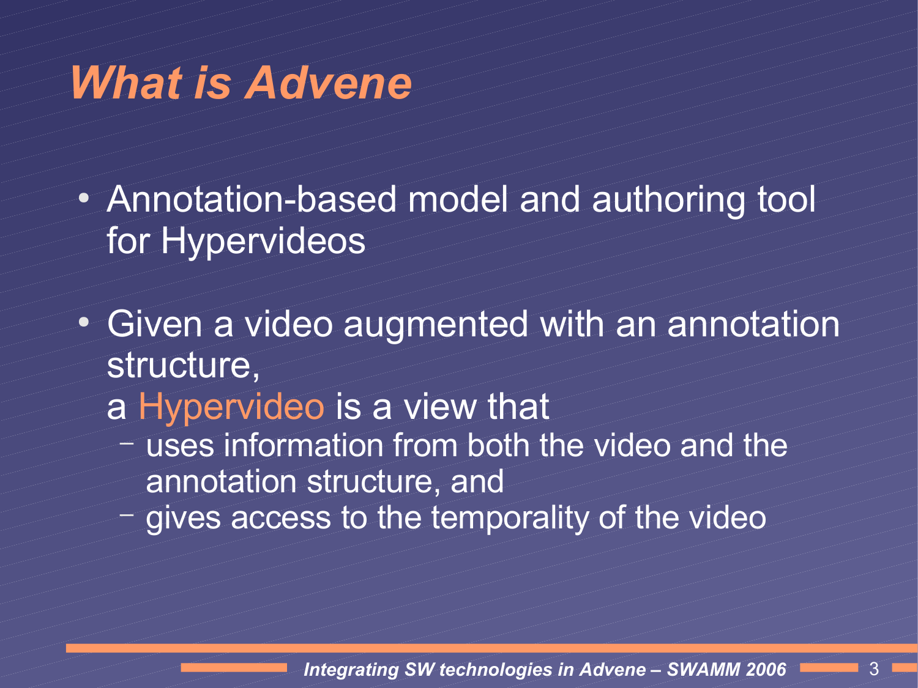# *What is Advene*

- Annotation-based model and authoring tool for Hypervideos
- Given a video augmented with an annotation structure,
  a Hypervideo is a view that
  - uses information from both the video and the annotation structure, and
  - gives access to the temporality of the video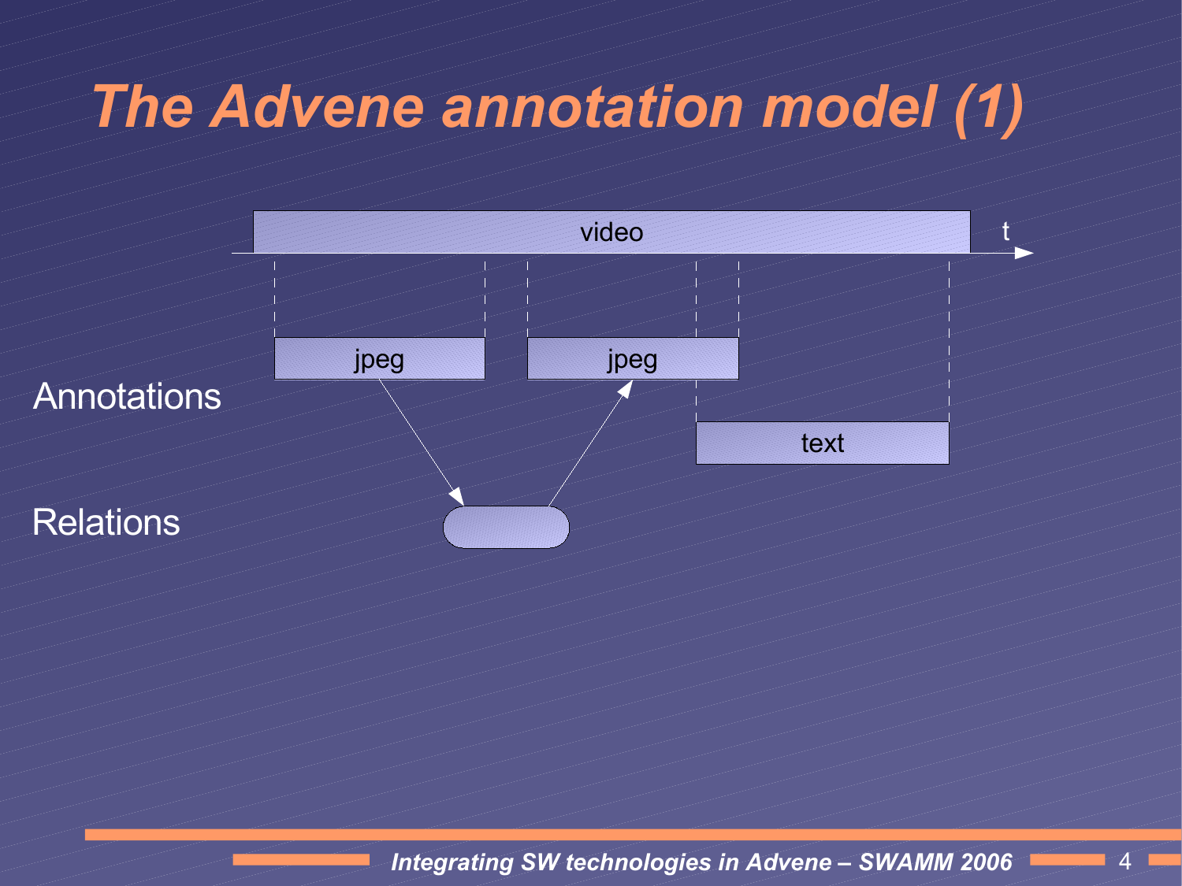# The Advene annotation model (1)

video

t

Annotations

jpeg

jpeg

text

Relations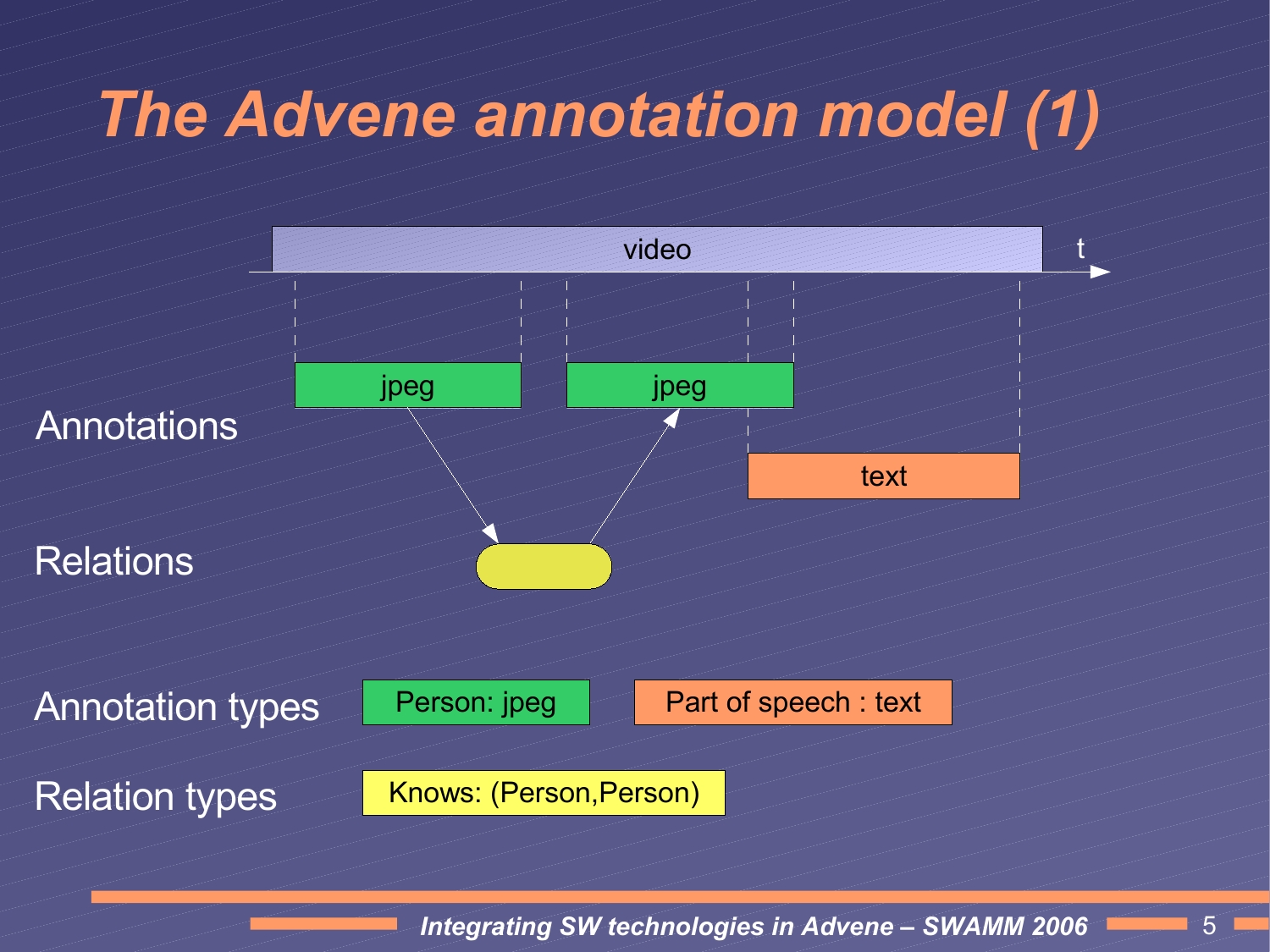# The Advene annotation model (1)

video

t

Annotations

jpeg

jpeg

text

Relations

Annotation types

Person: jpeg

Part of speech : text

Relation types

Knows: (Person,Person)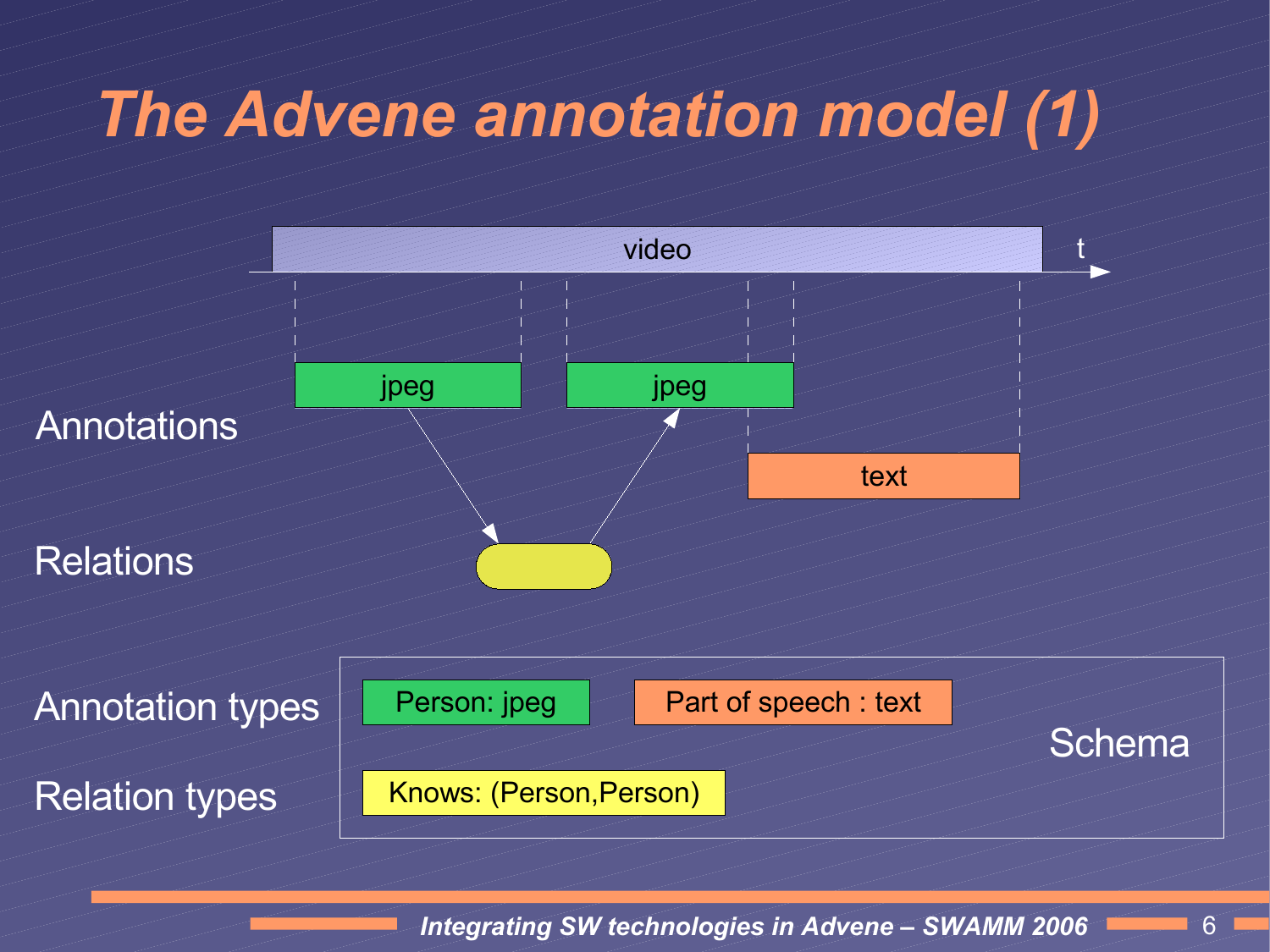# The Advene annotation model (1)

video — t

Annotations

- jpeg
- jpeg
- text

Relations

Annotation types

- Person: jpeg
- Part of speech : text

Relation types

- Knows: (Person,Person)

Schema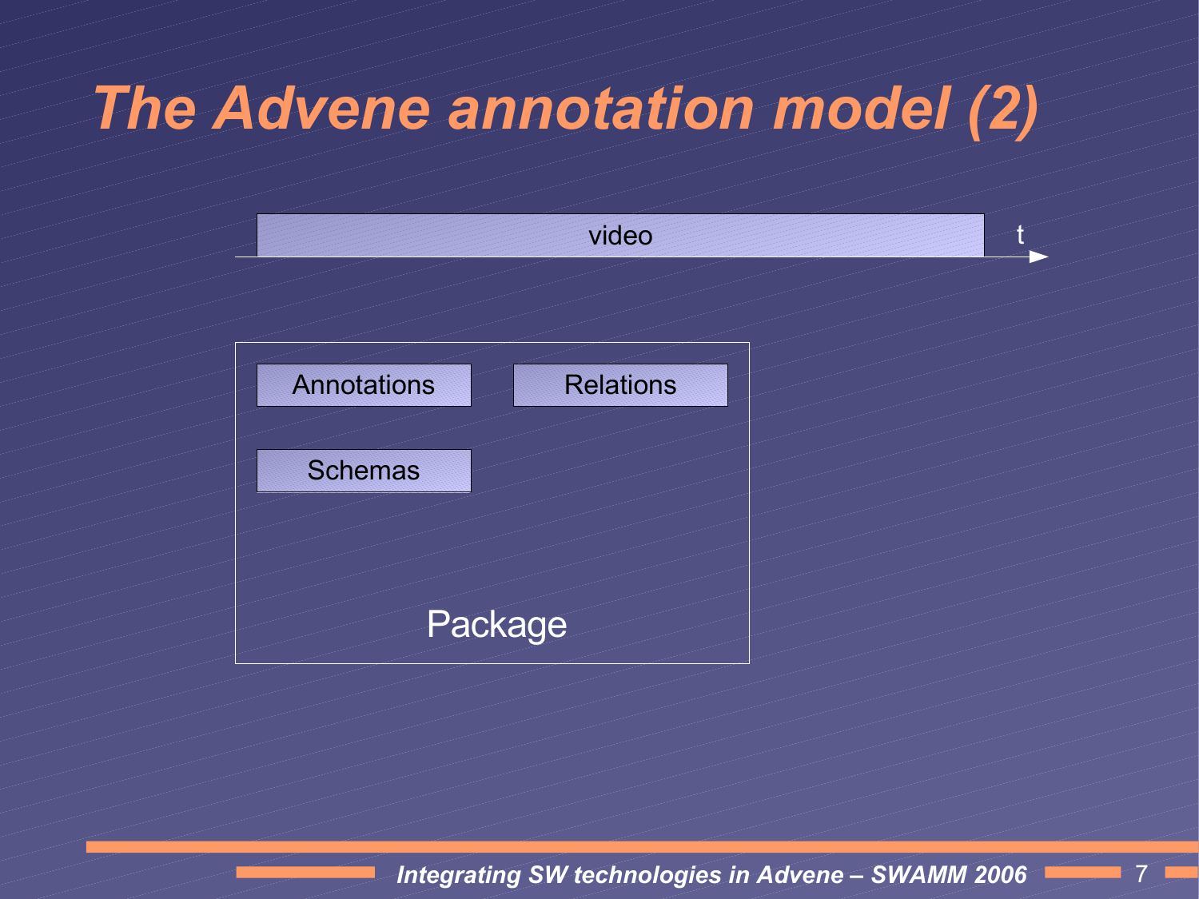# The Advene annotation model (2)

video

t

Annotations

Relations

Schemas

Package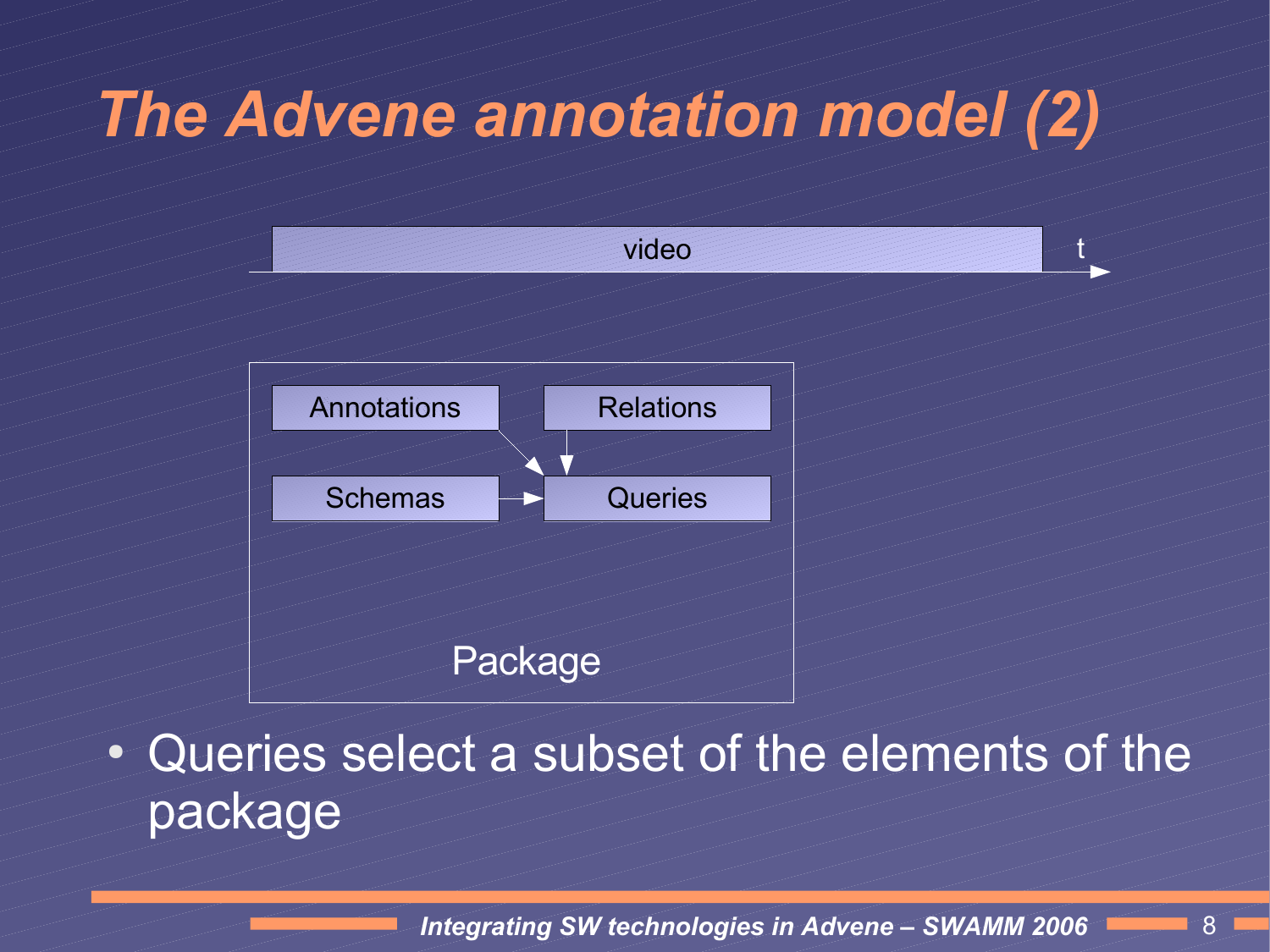# The Advene annotation model (2)

video | t

Annotations | Relations | Schemas | Queries

Package

- Queries select a subset of the elements of the package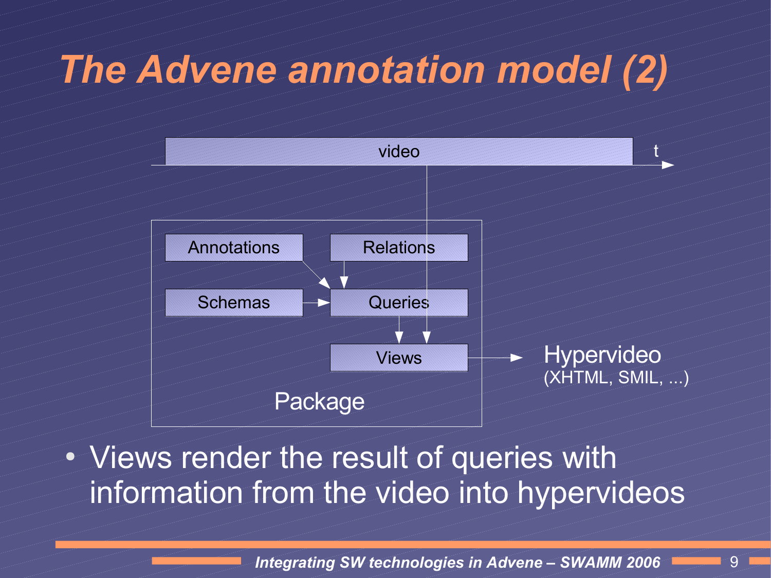# The Advene annotation model (2)

video

t

Annotations

Relations

Schemas

Queries

Views

Package

Hypervideo
(XHTML, SMIL, ...)

- Views render the result of queries with information from the video into hypervideos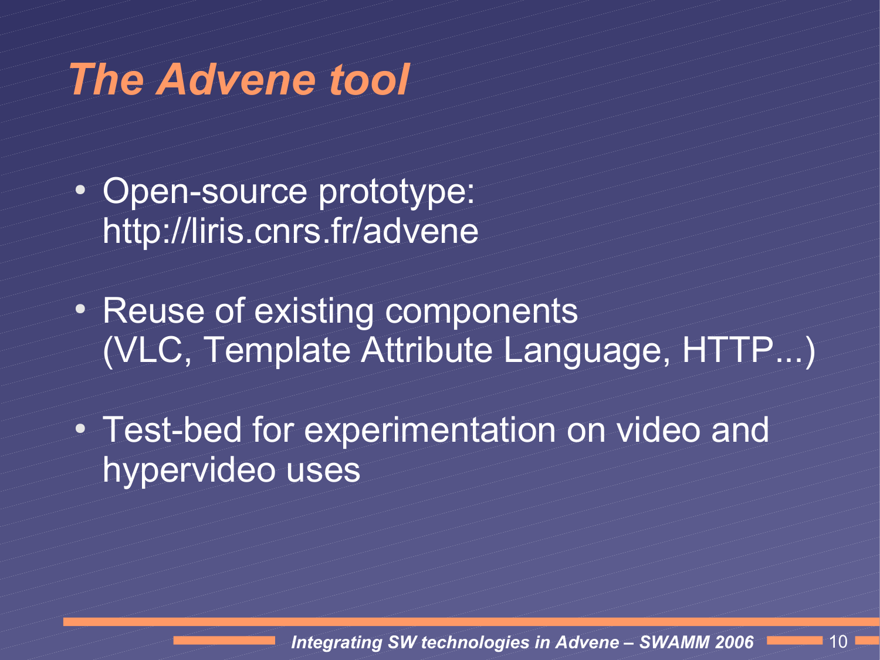# *The Advene tool*

- Open-source prototype: http://liris.cnrs.fr/advene
- Reuse of existing components (VLC, Template Attribute Language, HTTP...)
- Test-bed for experimentation on video and hypervideo uses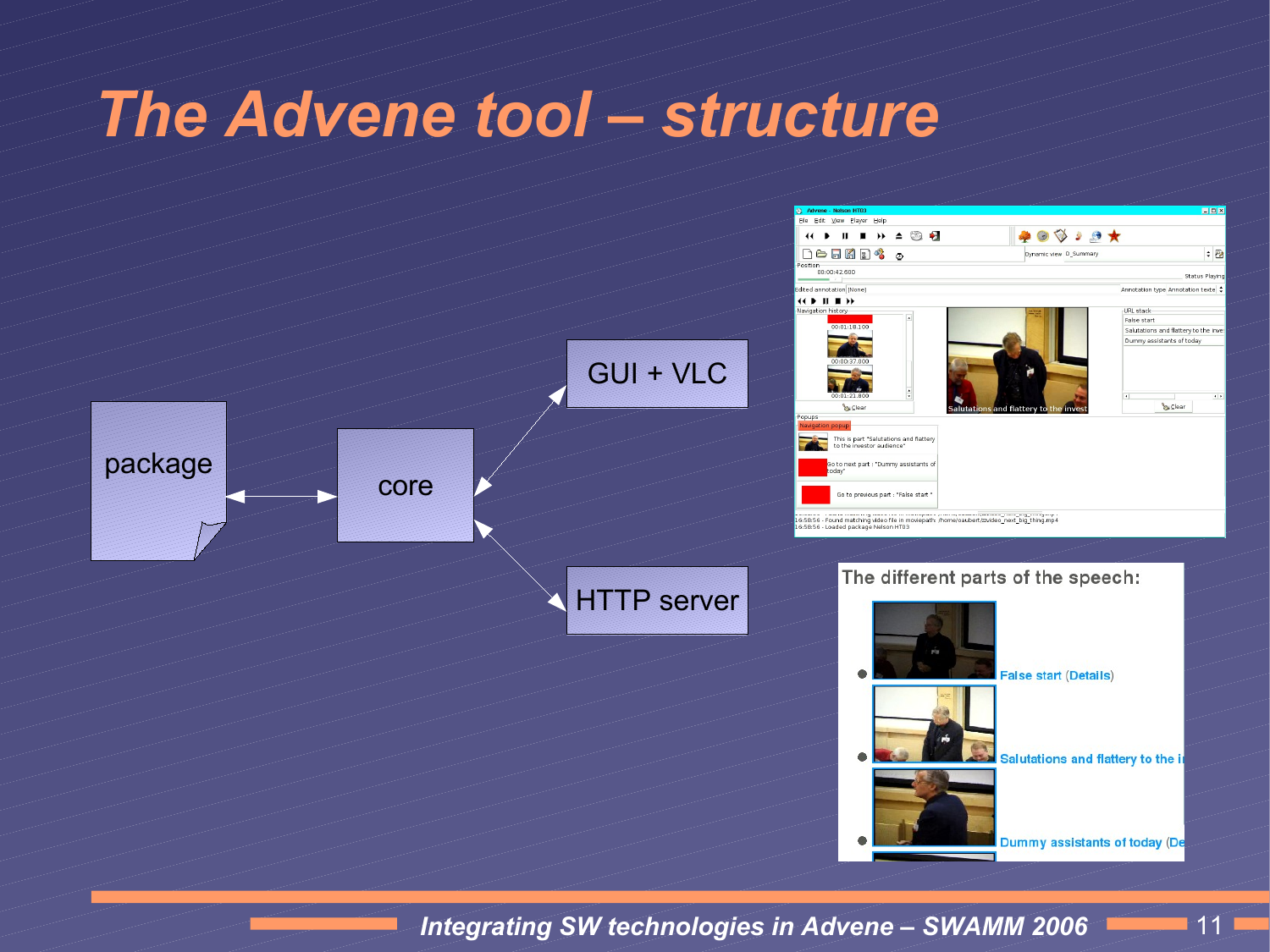# The Advene tool – structure

package

core

GUI + VLC

HTTP server

The different parts of the speech:

- False start (Details)
- Salutations and flattery to the i
- Dummy assistants of today (De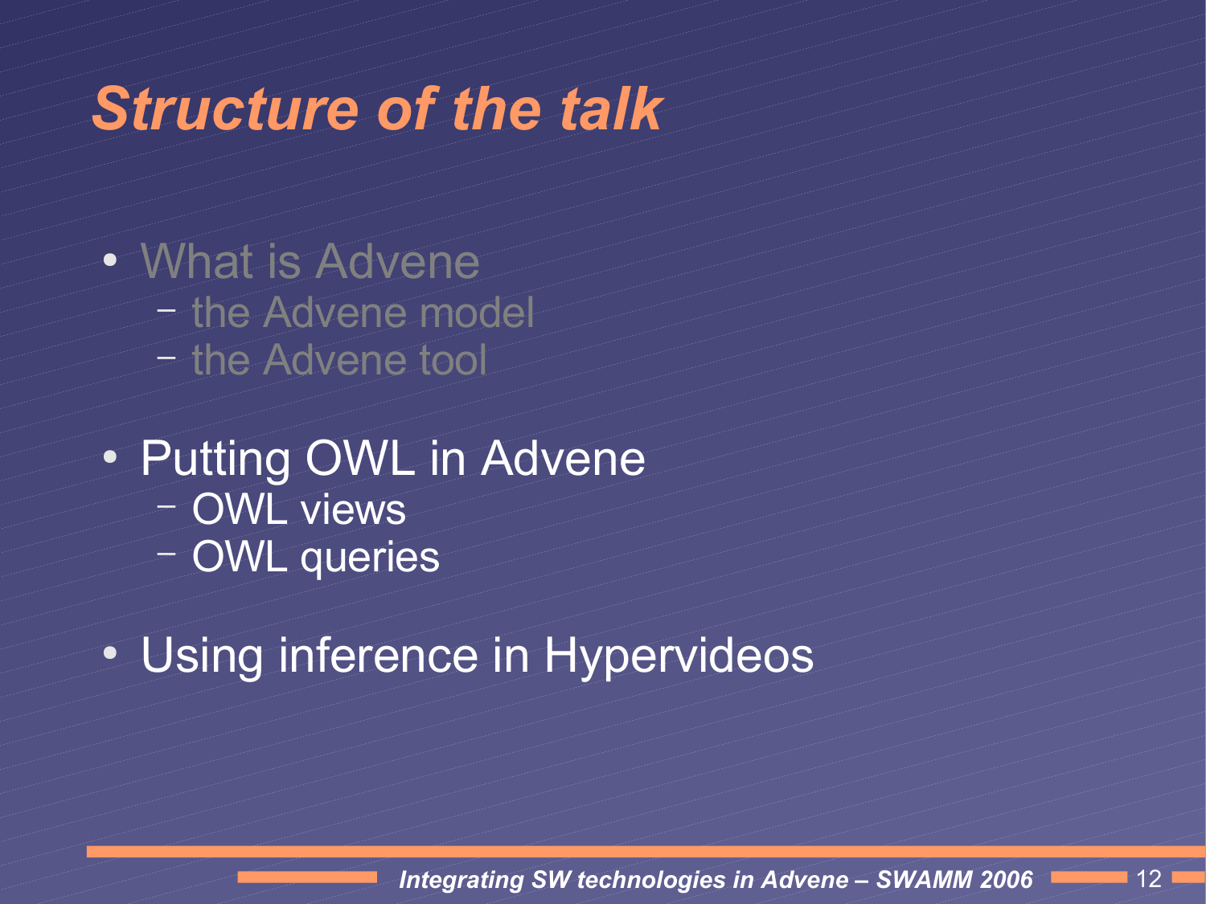# Structure of the talk

- What is Advene
  - the Advene model
  - the Advene tool
- Putting OWL in Advene
  - OWL views
  - OWL queries
- Using inference in Hypervideos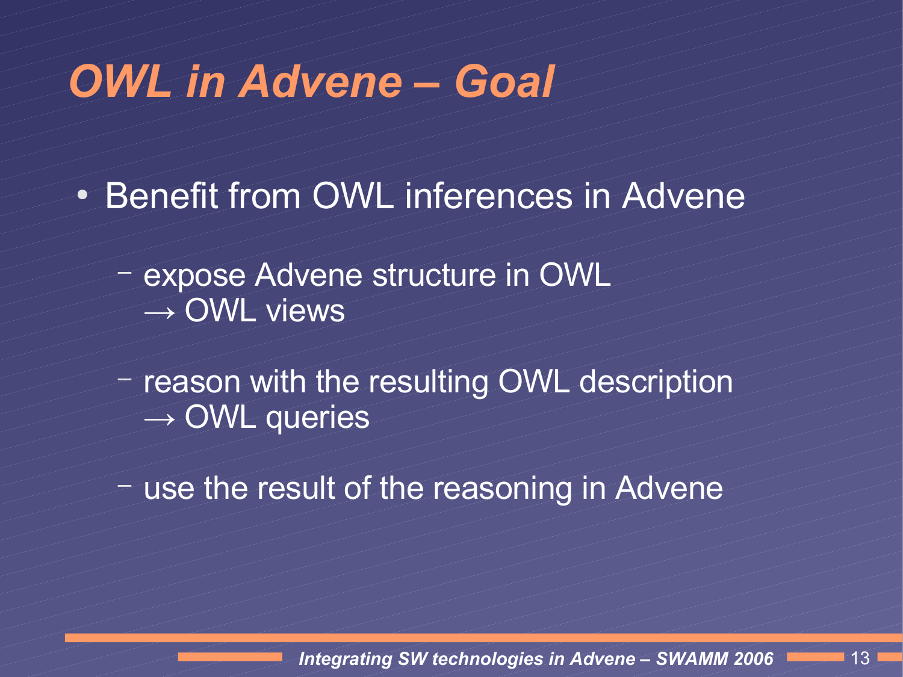# *OWL in Advene – Goal*

- Benefit from OWL inferences in Advene
  - expose Advene structure in OWL
    → OWL views
  - reason with the resulting OWL description
    → OWL queries
  - use the result of the reasoning in Advene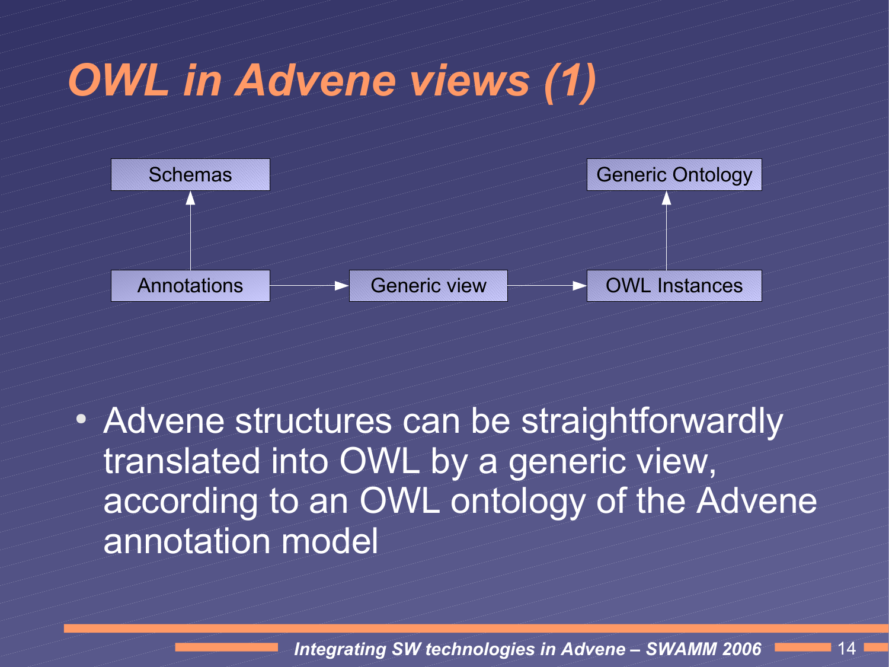# OWL in Advene views (1)

Schemas

Generic Ontology

Annotations → Generic view → OWL Instances

- Advene structures can be straightforwardly translated into OWL by a generic view, according to an OWL ontology of the Advene annotation model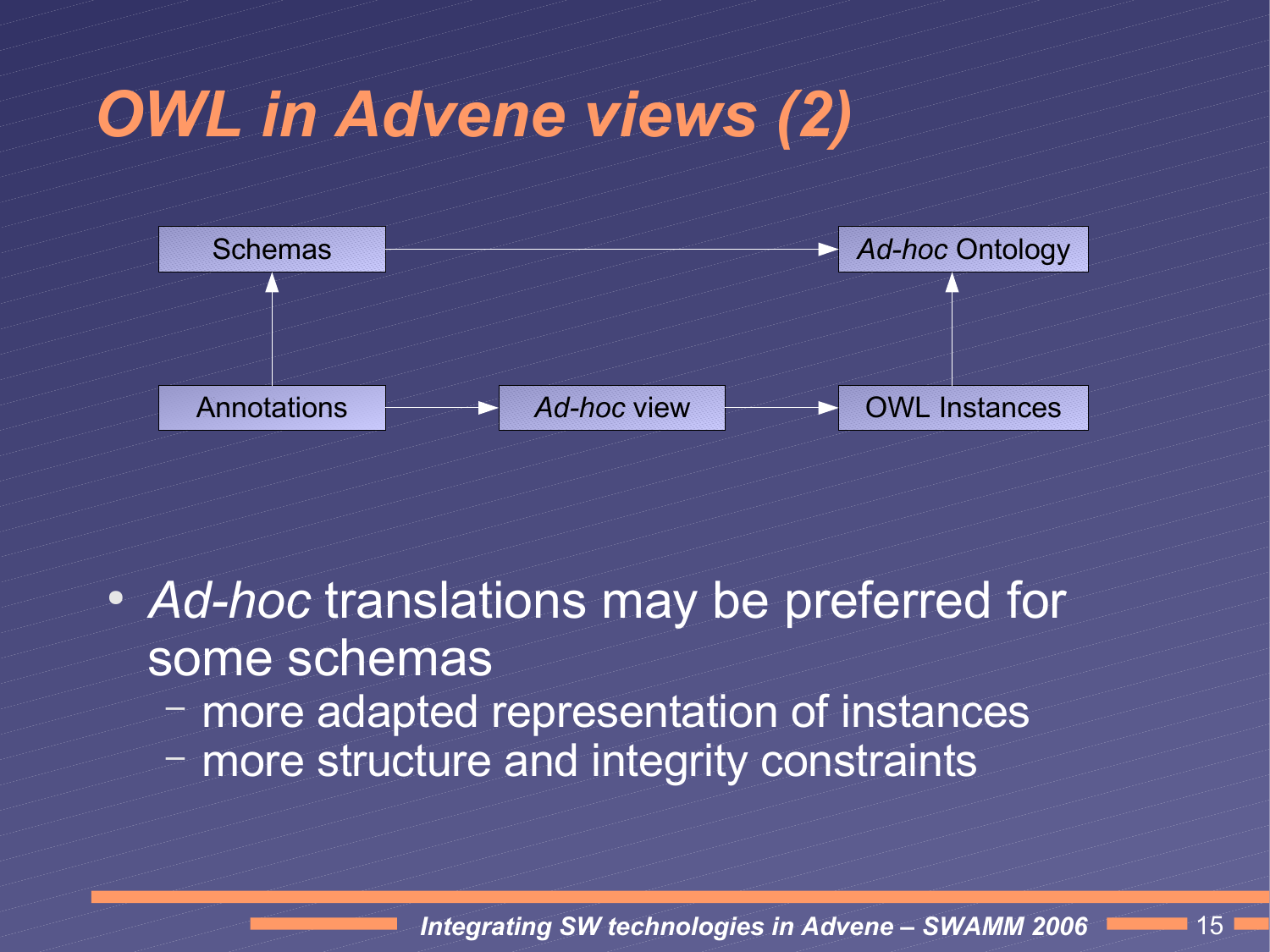# *OWL in Advene views (2)*

Schemas → *Ad-hoc* Ontology

Annotations → Schemas

Annotations → *Ad-hoc* view → OWL Instances

OWL Instances → *Ad-hoc* Ontology

- *Ad-hoc* translations may be preferred for some schemas
  - more adapted representation of instances
  - more structure and integrity constraints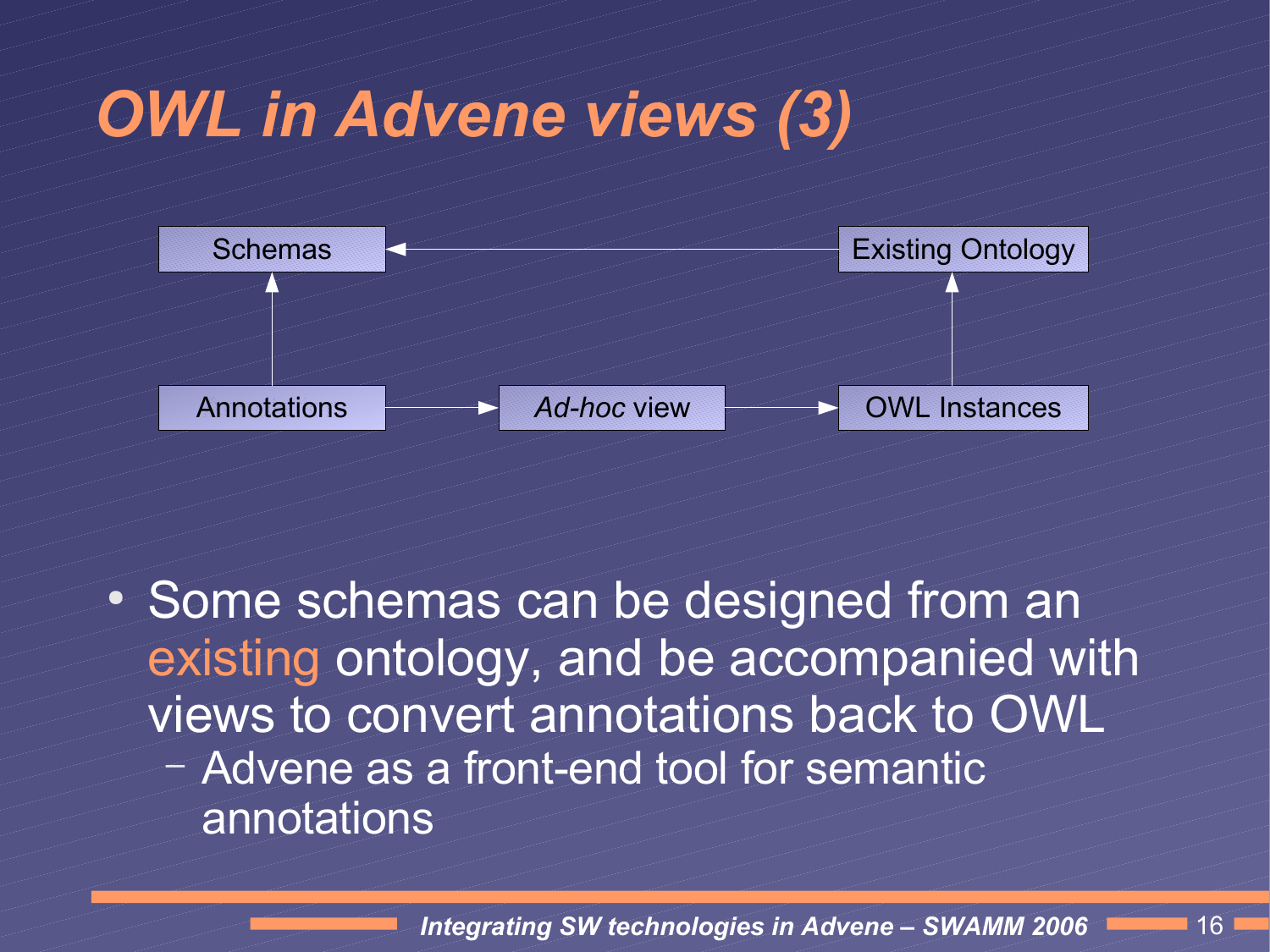# *OWL in Advene views (3)*

Schemas ← Existing Ontology

Annotations → *Ad-hoc* view → OWL Instances

- Some schemas can be designed from an existing ontology, and be accompanied with views to convert annotations back to OWL
  - Advene as a front-end tool for semantic annotations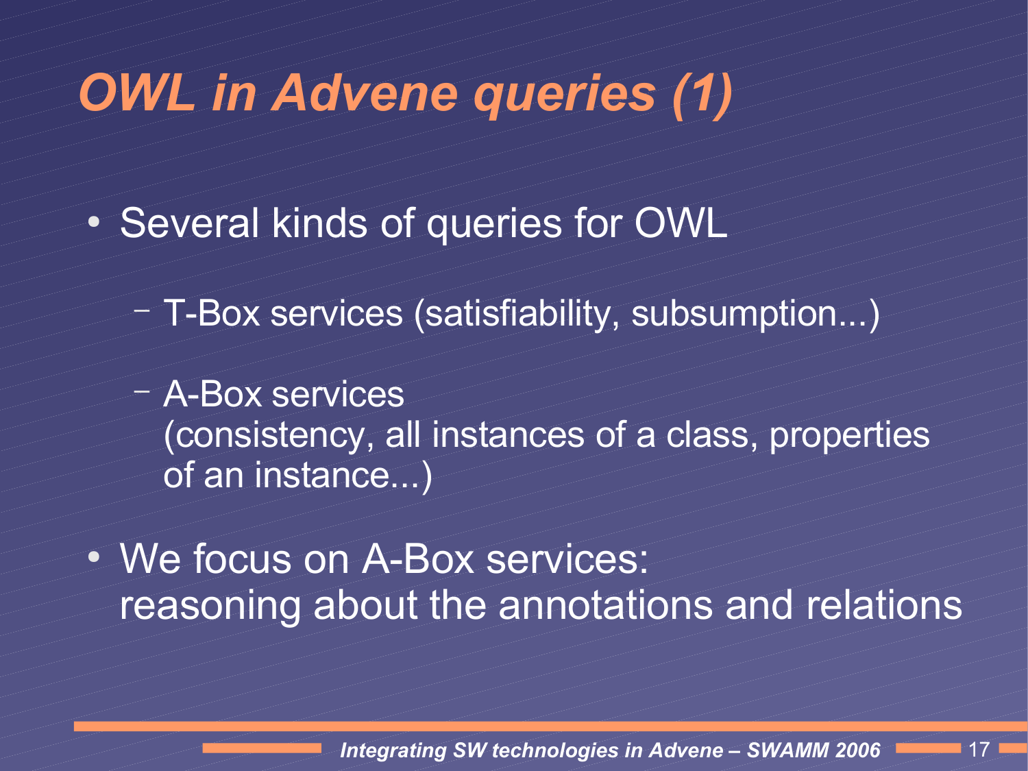# *OWL in Advene queries (1)*

- Several kinds of queries for OWL
  - T-Box services (satisfiability, subsumption...)
  - A-Box services (consistency, all instances of a class, properties of an instance...)
- We focus on A-Box services: reasoning about the annotations and relations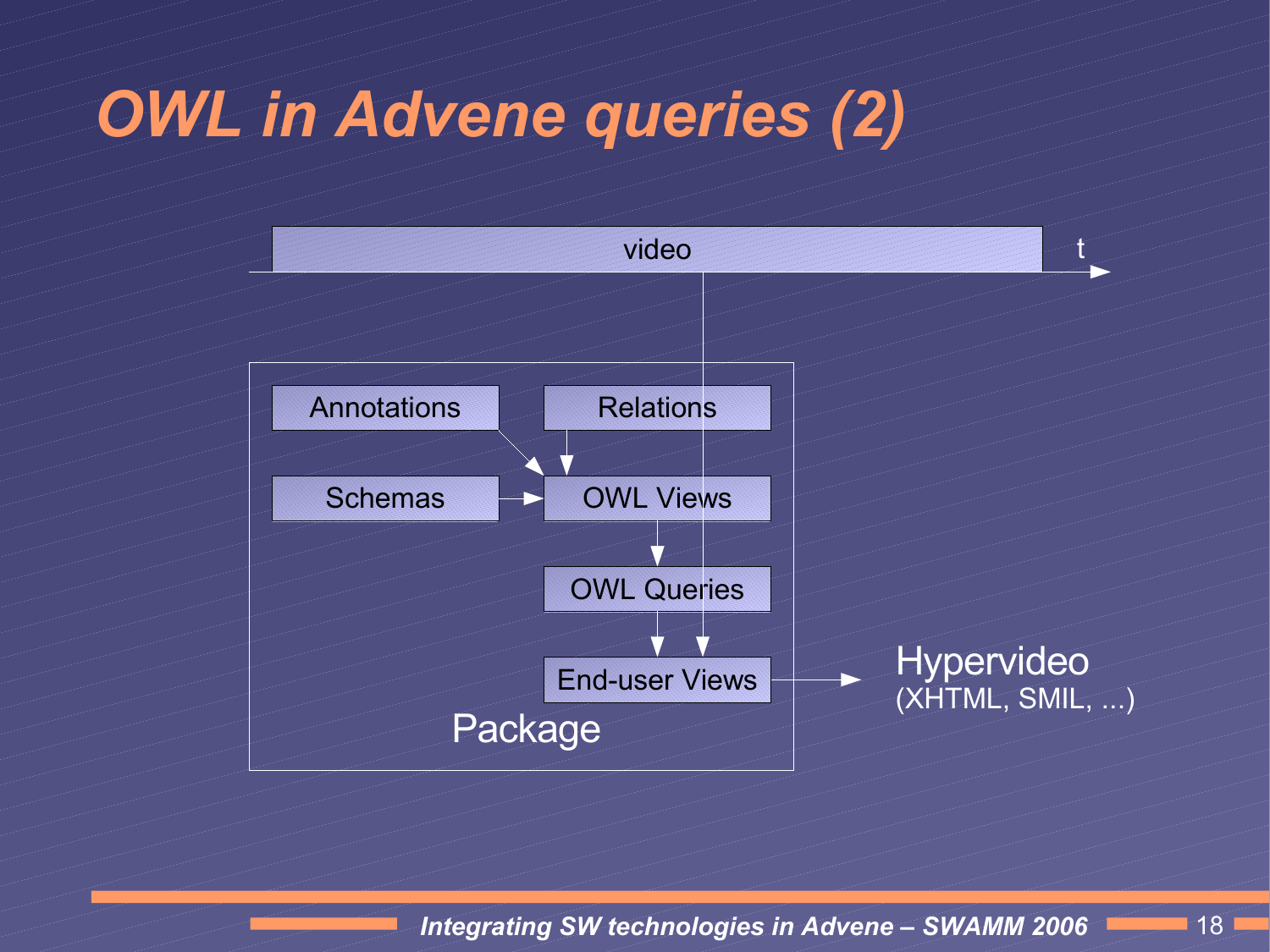# OWL in Advene queries (2)

video

t

Annotations

Relations

Schemas

OWL Views

OWL Queries

End-user Views

Package

Hypervideo
(XHTML, SMIL, ...)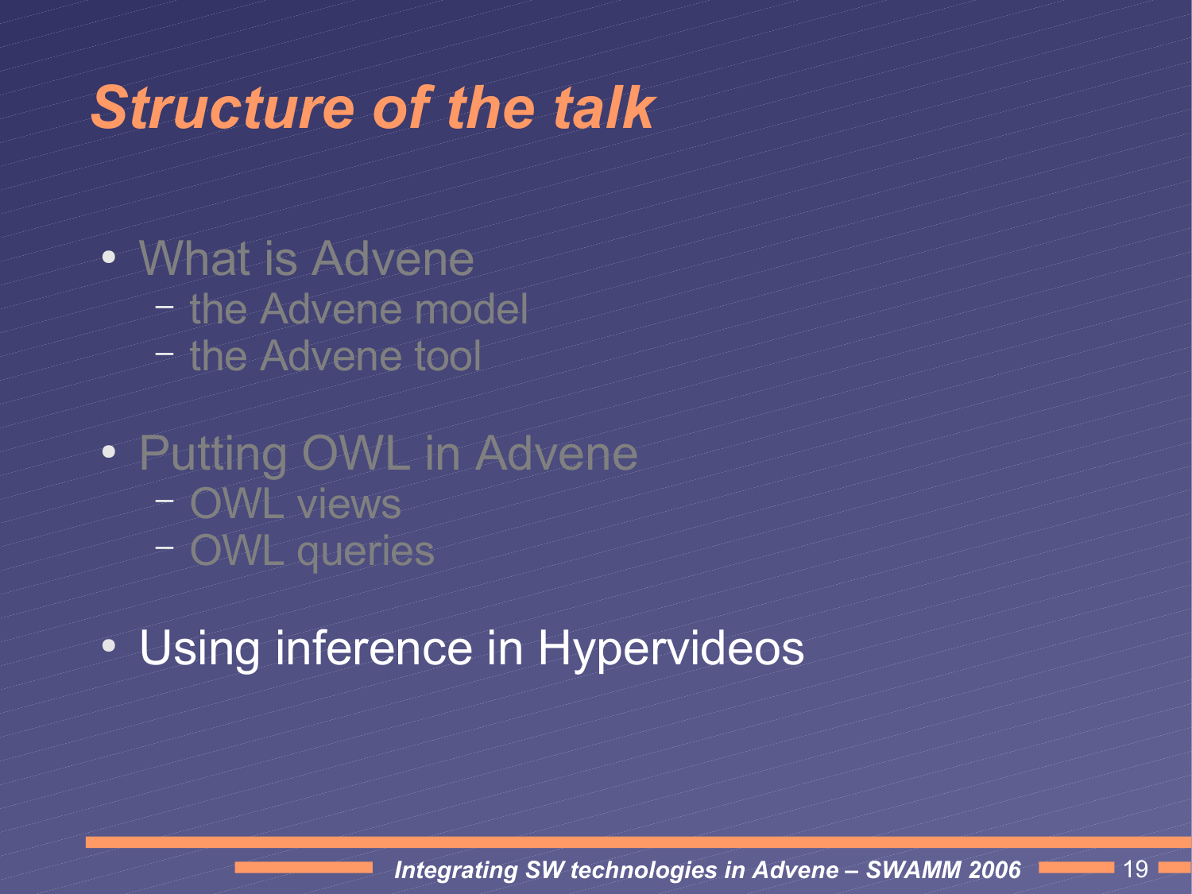# *Structure of the talk*

- What is Advene
  - the Advene model
  - the Advene tool
- Putting OWL in Advene
  - OWL views
  - OWL queries
- Using inference in Hypervideos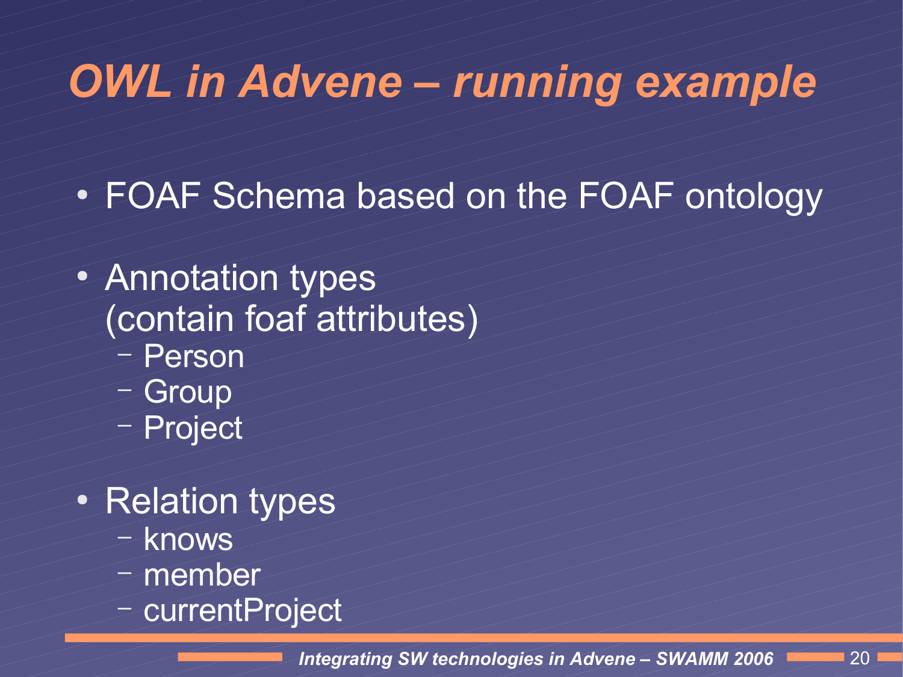# *OWL in Advene – running example*

- FOAF Schema based on the FOAF ontology
- Annotation types
  (contain foaf attributes)
  - Person
  - Group
  - Project
- Relation types
  - knows
  - member
  - currentProject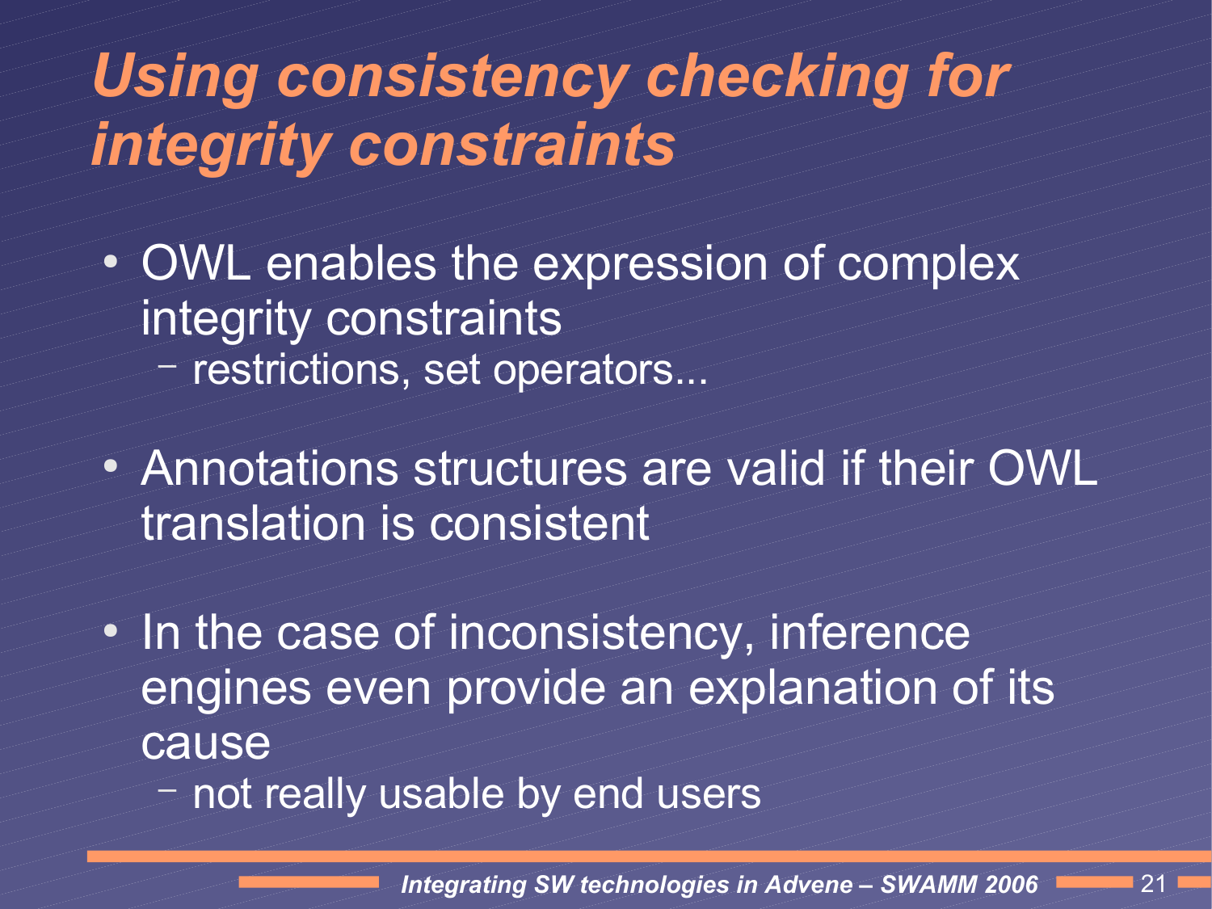# *Using consistency checking for integrity constraints*

- OWL enables the expression of complex integrity constraints
  - restrictions, set operators...
- Annotations structures are valid if their OWL translation is consistent
- In the case of inconsistency, inference engines even provide an explanation of its cause
  - not really usable by end users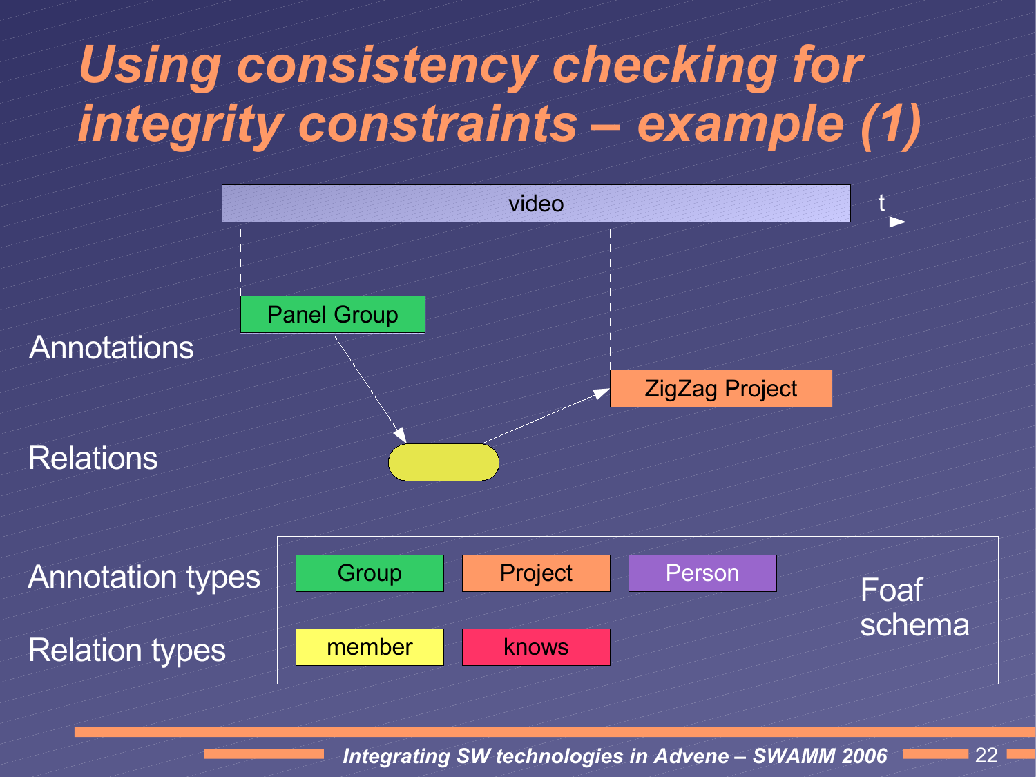# Using consistency checking for integrity constraints – example (1)

video

t

Annotations

Panel Group

ZigZag Project

Relations

Annotation types

Group | Project | Person

Relation types

member | knows

Foaf schema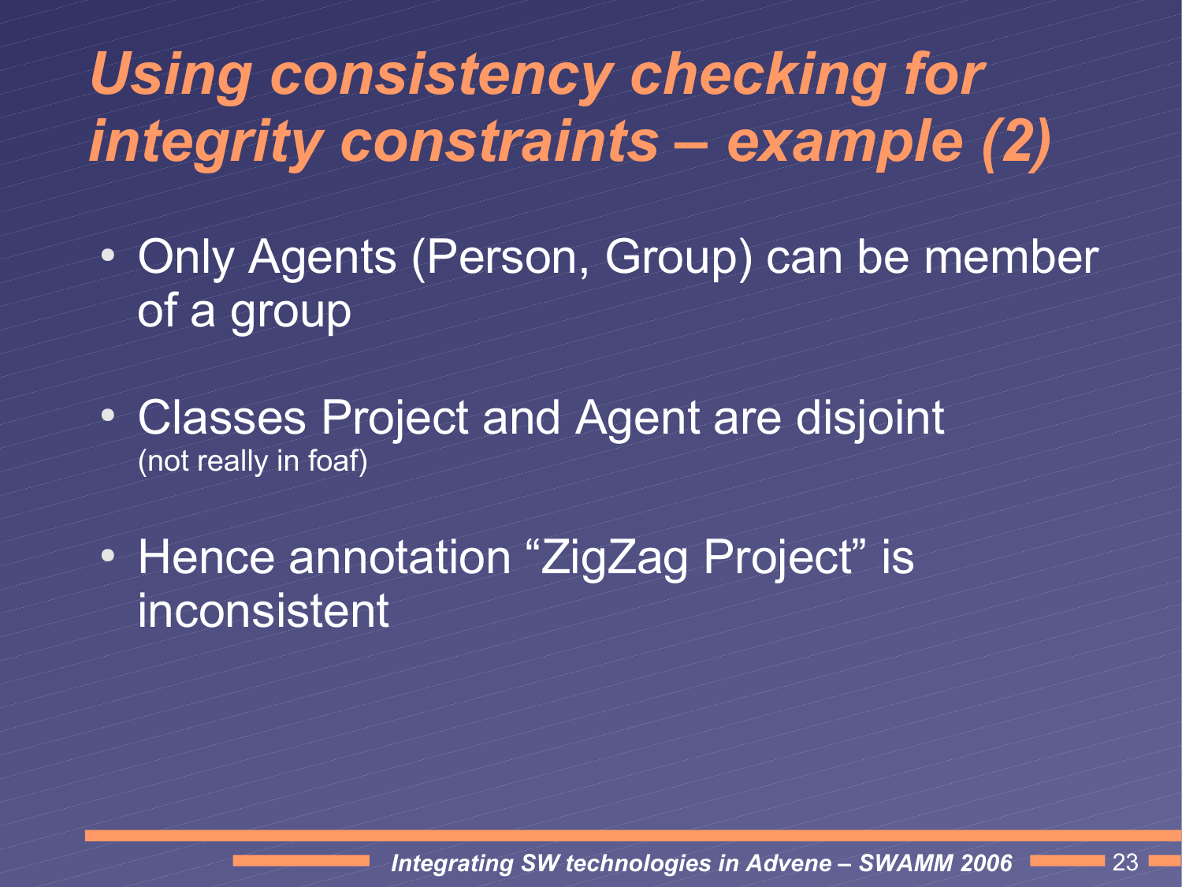# *Using consistency checking for integrity constraints – example (2)*

- Only Agents (Person, Group) can be member of a group
- Classes Project and Agent are disjoint
  (not really in foaf)
- Hence annotation "ZigZag Project" is inconsistent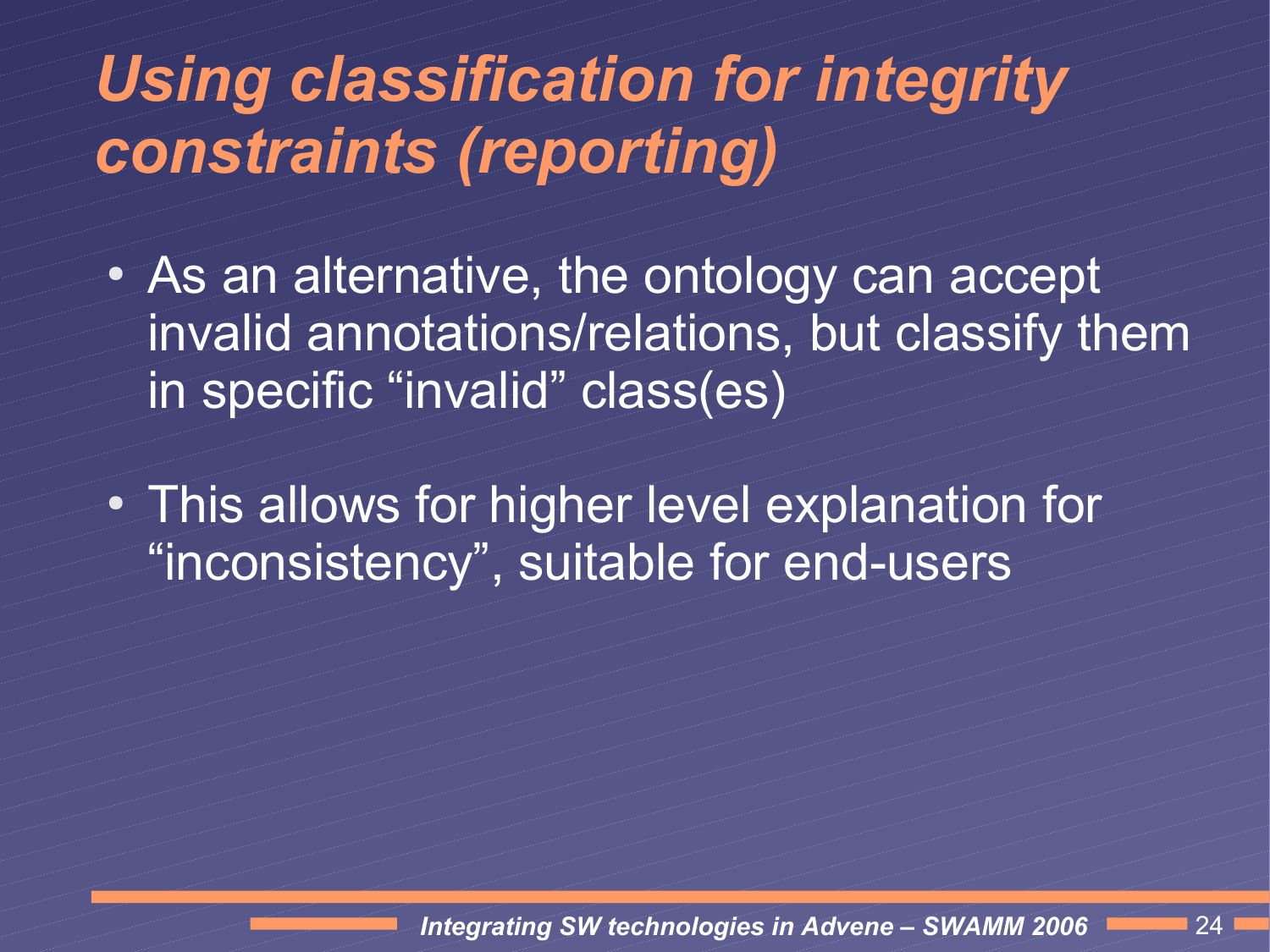# *Using classification for integrity constraints (reporting)*

- As an alternative, the ontology can accept invalid annotations/relations, but classify them in specific “invalid” class(es)
- This allows for higher level explanation for “inconsistency”, suitable for end-users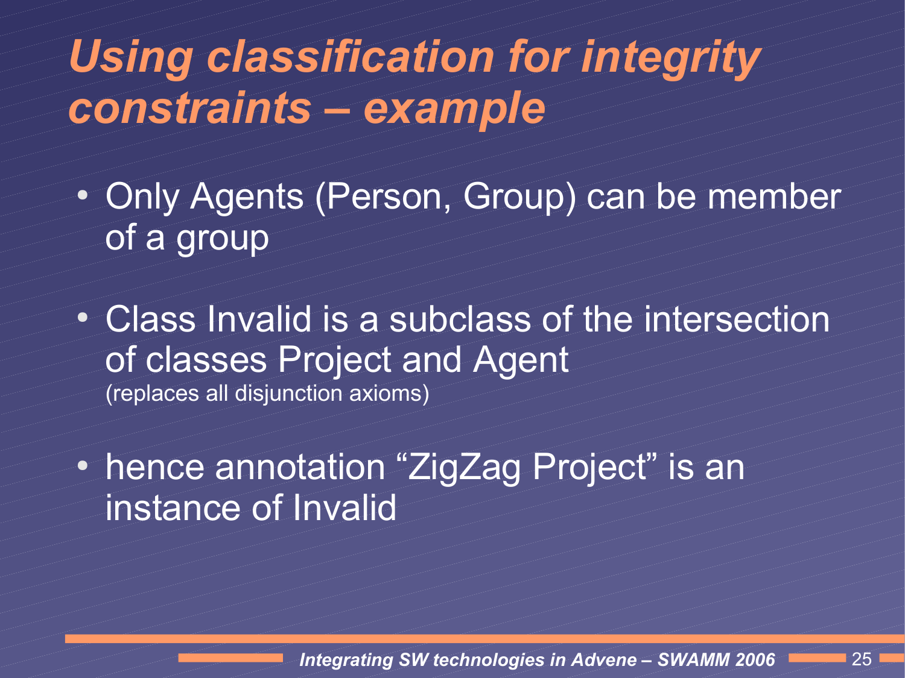# *Using classification for integrity constraints – example*

- Only Agents (Person, Group) can be member of a group
- Class Invalid is a subclass of the intersection of classes Project and Agent
  (replaces all disjunction axioms)
- hence annotation “ZigZag Project” is an instance of Invalid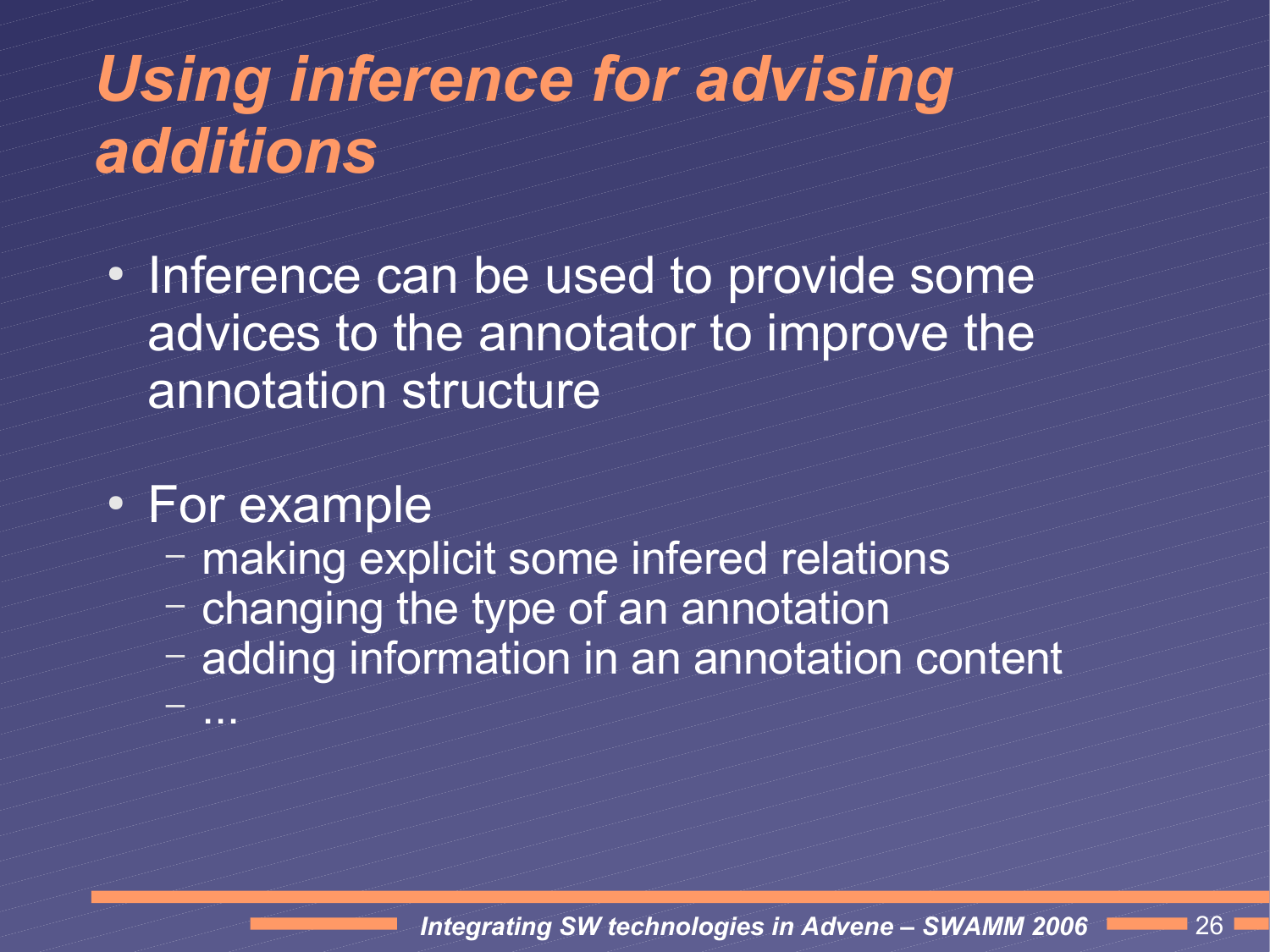# *Using inference for advising additions*

- Inference can be used to provide some advices to the annotator to improve the annotation structure
- For example
  - making explicit some infered relations
  - changing the type of an annotation
  - adding information in an annotation content
  - ...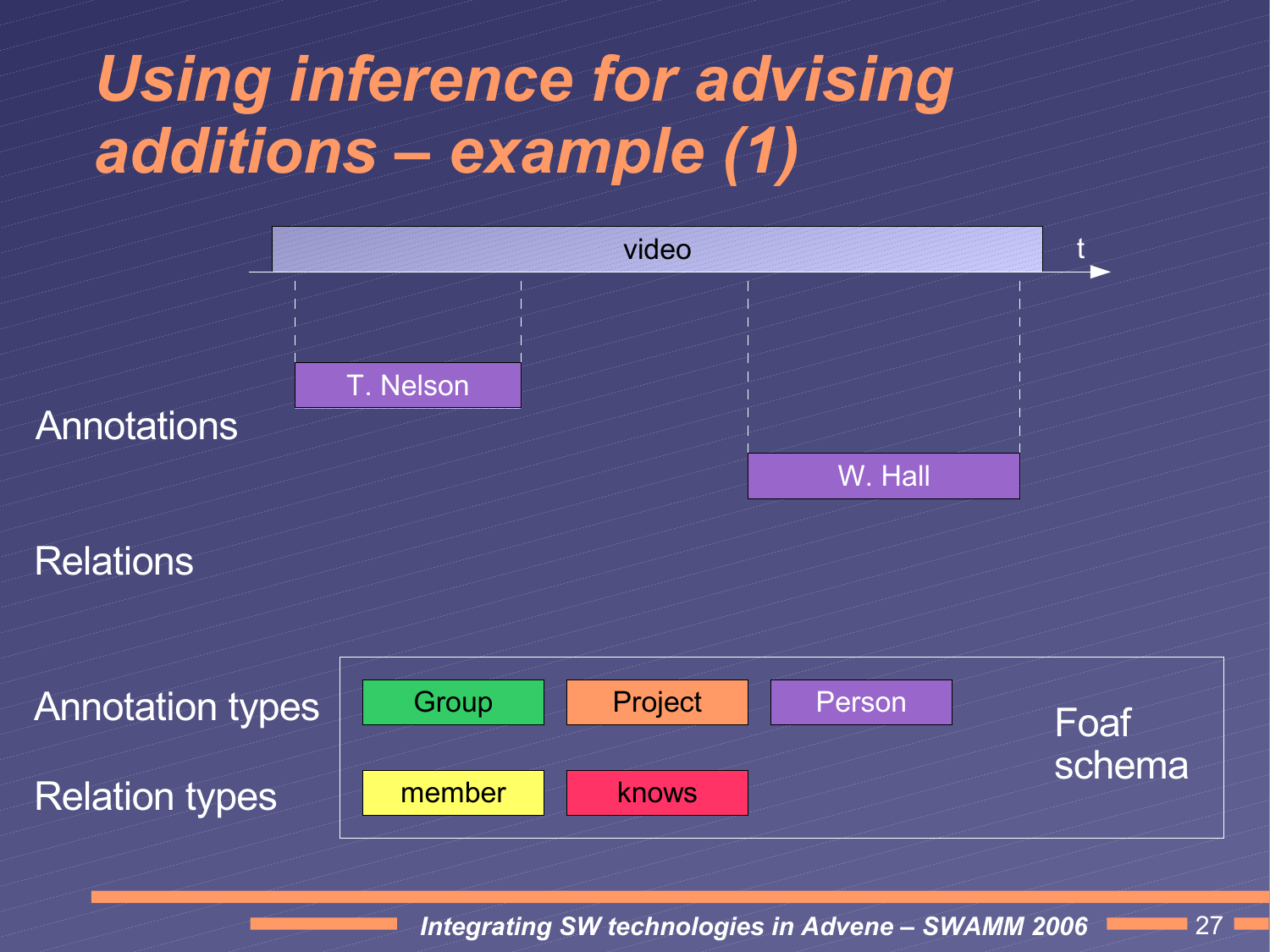# Using inference for advising additions – example (1)

video

t

Annotations

T. Nelson

W. Hall

Relations

Annotation types

Group

Project

Person

Relation types

member

knows

Foaf schema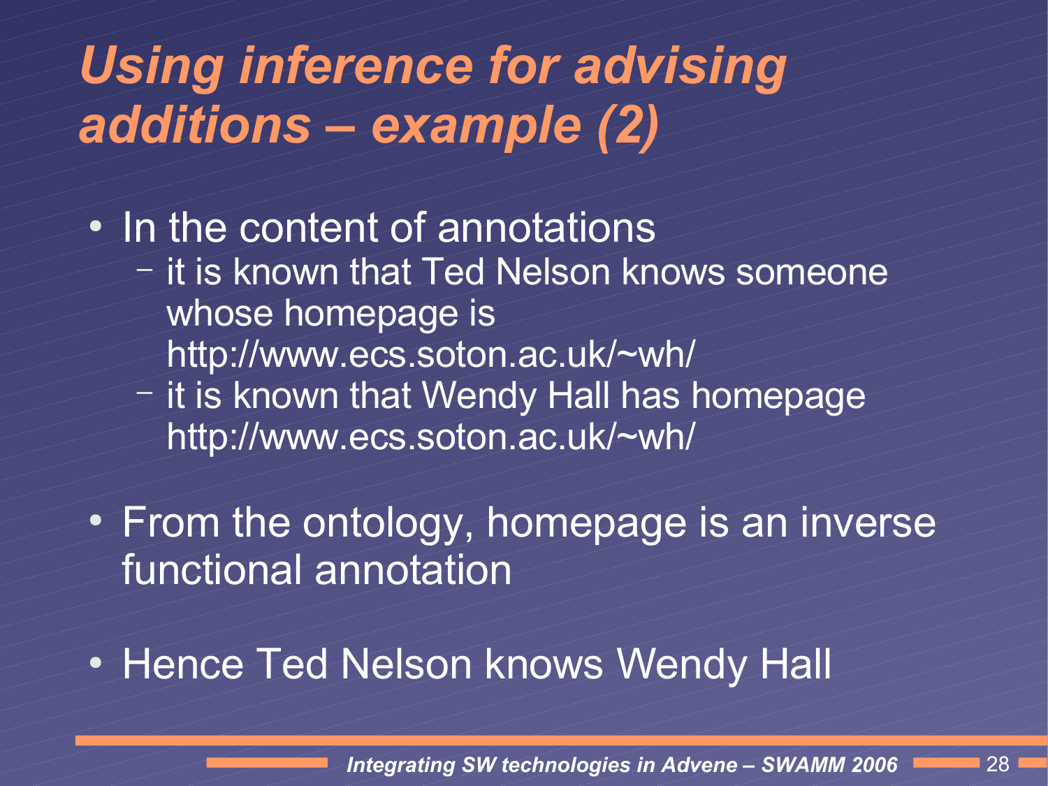# *Using inference for advising additions – example (2)*

- In the content of annotations
  - it is known that Ted Nelson knows someone whose homepage is http://www.ecs.soton.ac.uk/~wh/
  - it is known that Wendy Hall has homepage http://www.ecs.soton.ac.uk/~wh/
- From the ontology, homepage is an inverse functional annotation
- Hence Ted Nelson knows Wendy Hall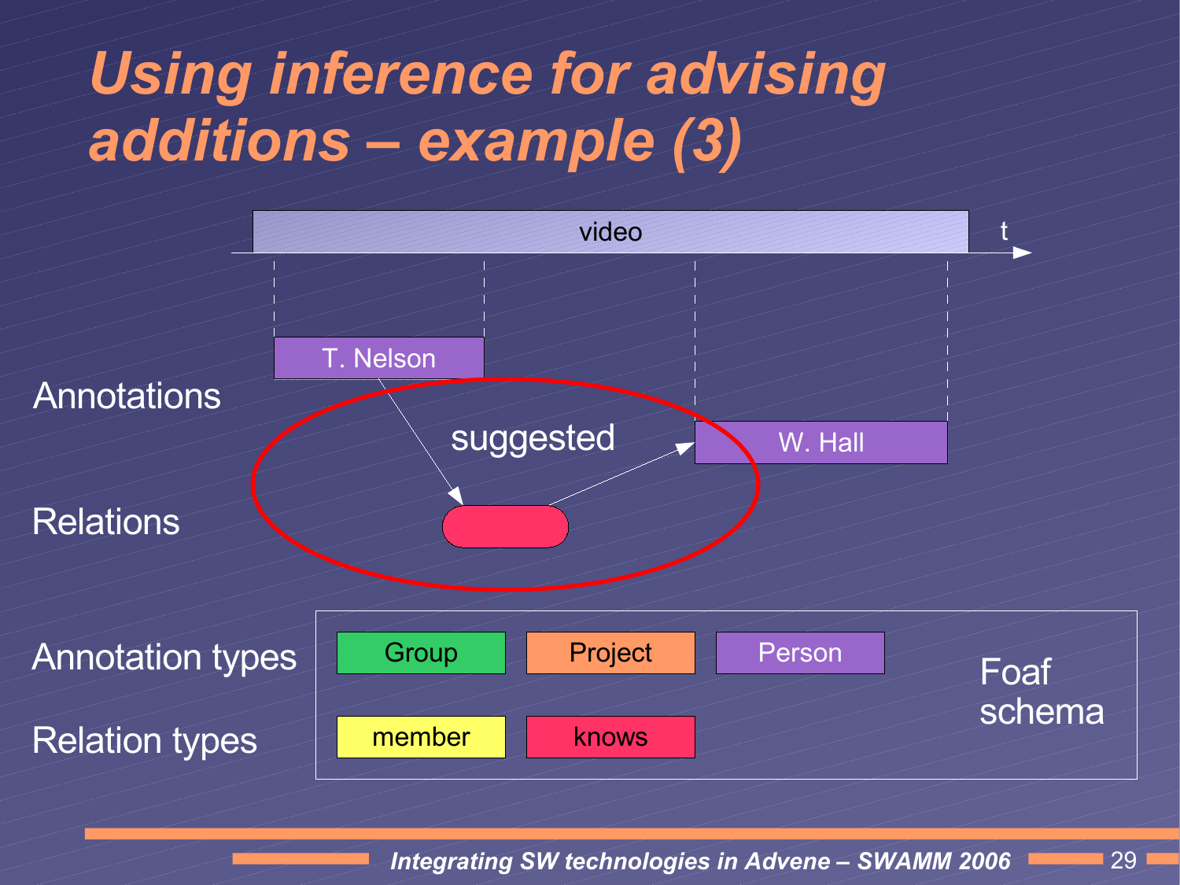# Using inference for advising additions – example (3)

video

t

T. Nelson

W. Hall

suggested

Annotations

Relations

Annotation types

Relation types

Group

Project

Person

member

knows

Foaf schema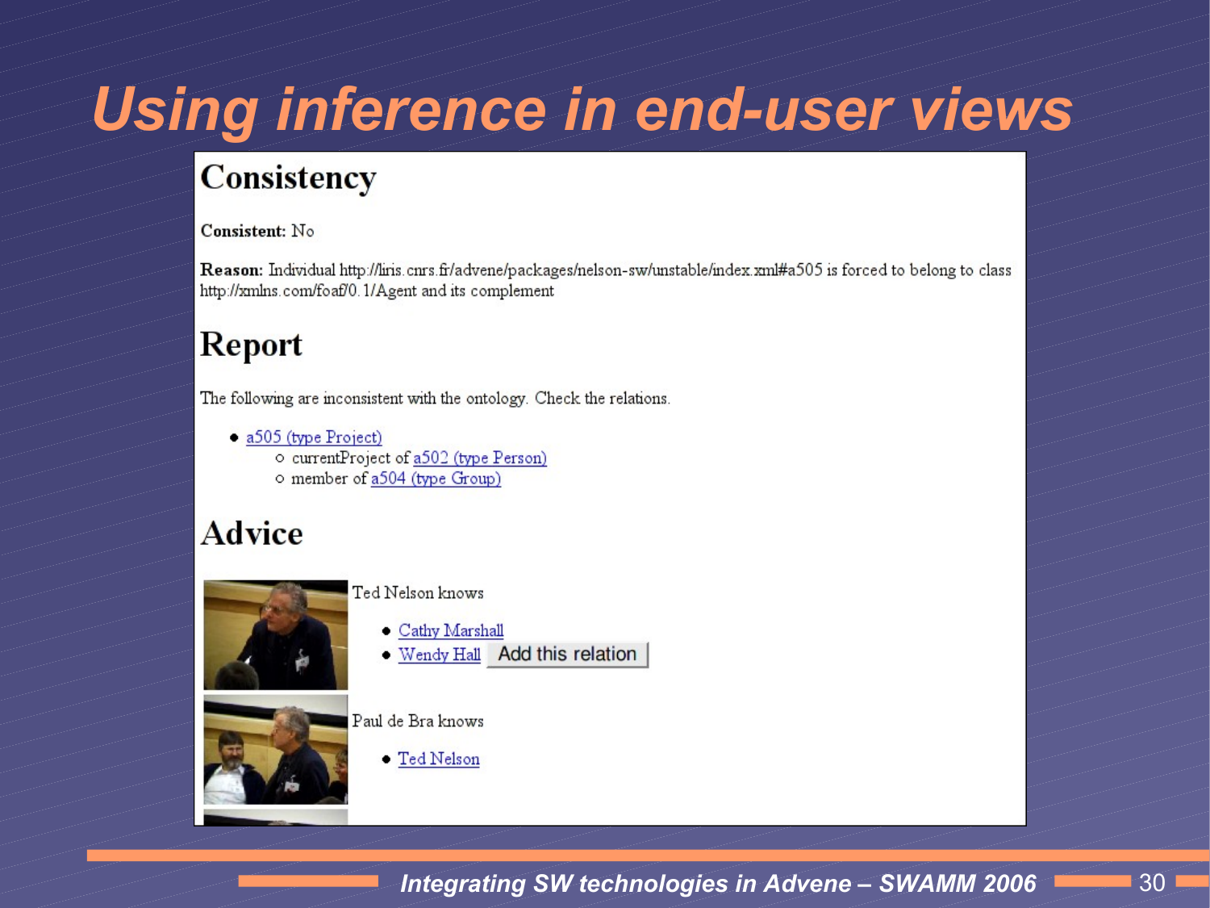# Using inference in end-user views

## Consistency

**Consistent:** No

**Reason:** Individual http://liris.cnrs.fr/advene/packages/nelson-sw/unstable/index.xml#a505 is forced to belong to class http://xmlns.com/foaf/0.1/Agent and its complement

## Report

The following are inconsistent with the ontology. Check the relations.

- a505 (type Project)
  - currentProject of a502 (type Person)
  - member of a504 (type Group)

## Advice

Ted Nelson knows

- Cathy Marshall
- Wendy Hall  Add this relation

Paul de Bra knows

- Ted Nelson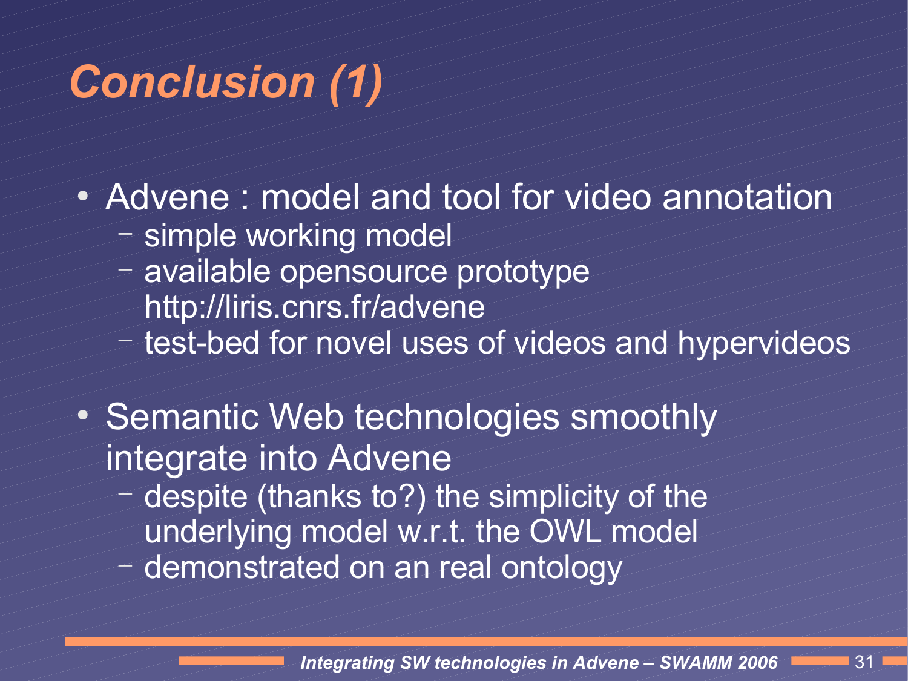# Conclusion (1)

- Advene : model and tool for video annotation
  - simple working model
  - available opensource prototype
    http://liris.cnrs.fr/advene
  - test-bed for novel uses of videos and hypervideos

- Semantic Web technologies smoothly integrate into Advene
  - despite (thanks to?) the simplicity of the underlying model w.r.t. the OWL model
  - demonstrated on an real ontology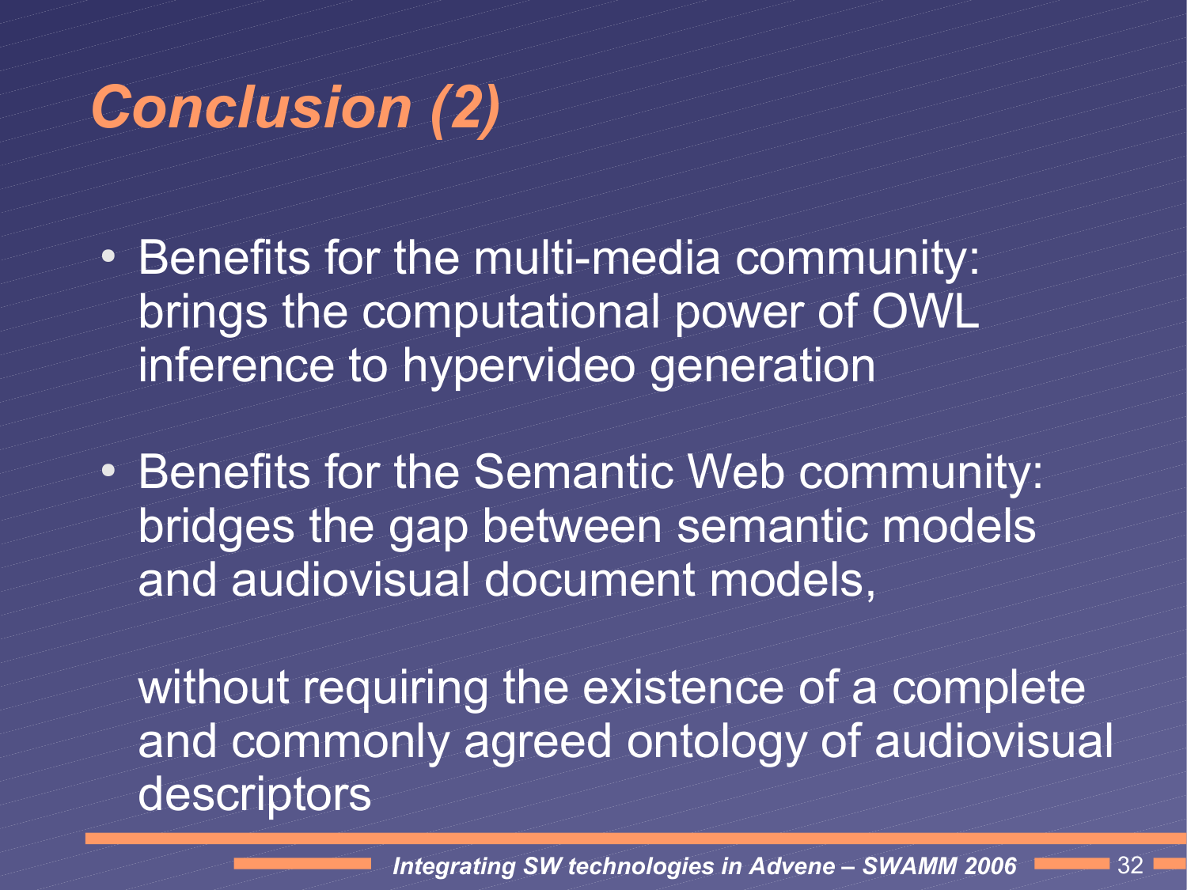# Conclusion (2)

- Benefits for the multi-media community: brings the computational power of OWL inference to hypervideo generation

- Benefits for the Semantic Web community: bridges the gap between semantic models and audiovisual document models,

  without requiring the existence of a complete and commonly agreed ontology of audiovisual descriptors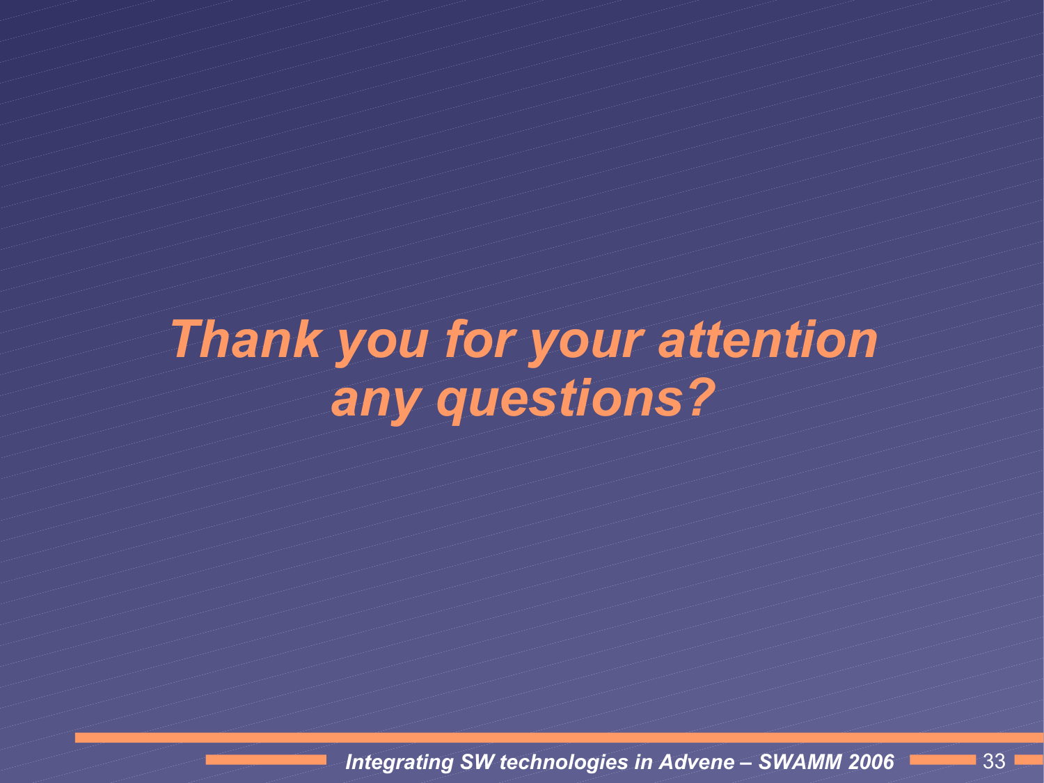# *Thank you for your attention any questions?*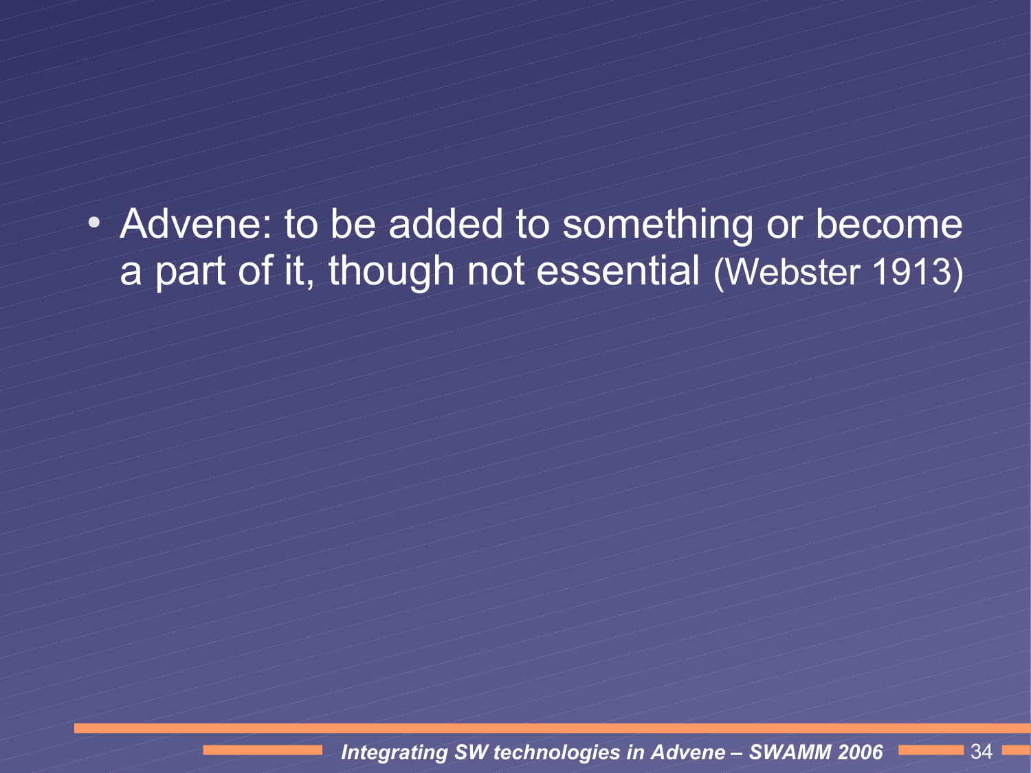- Advene: to be added to something or become a part of it, though not essential (Webster 1913)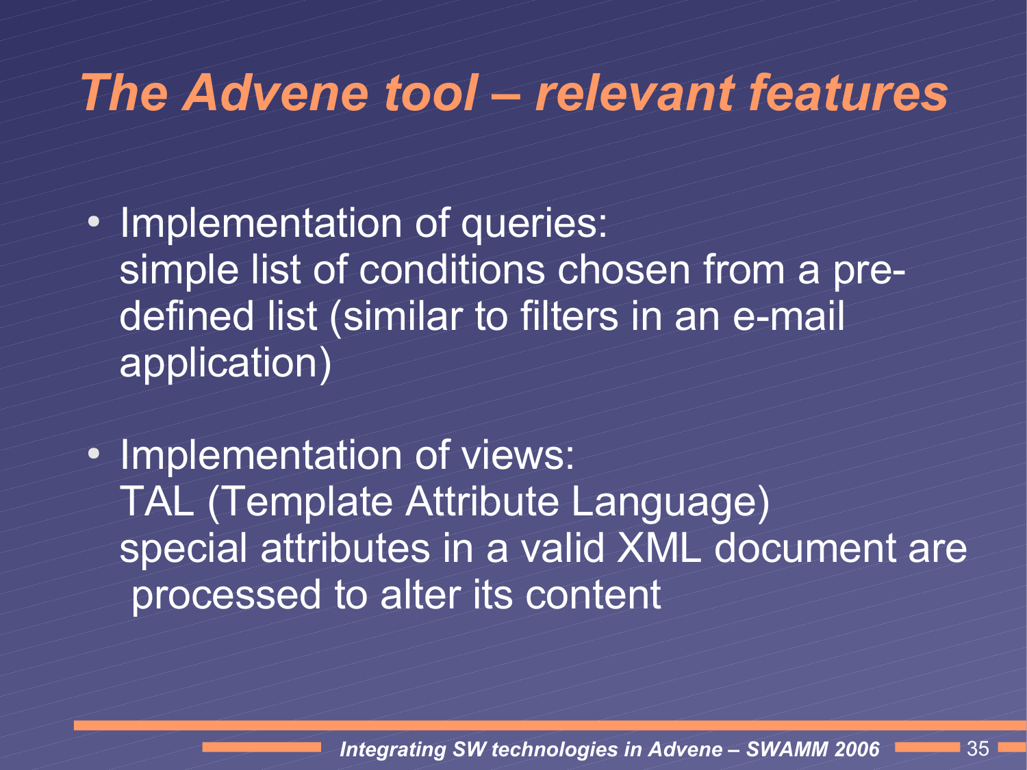# The Advene tool – relevant features

- Implementation of queries:
  simple list of conditions chosen from a pre-defined list (similar to filters in an e-mail application)

- Implementation of views:
  TAL (Template Attribute Language)
  special attributes in a valid XML document are processed to alter its content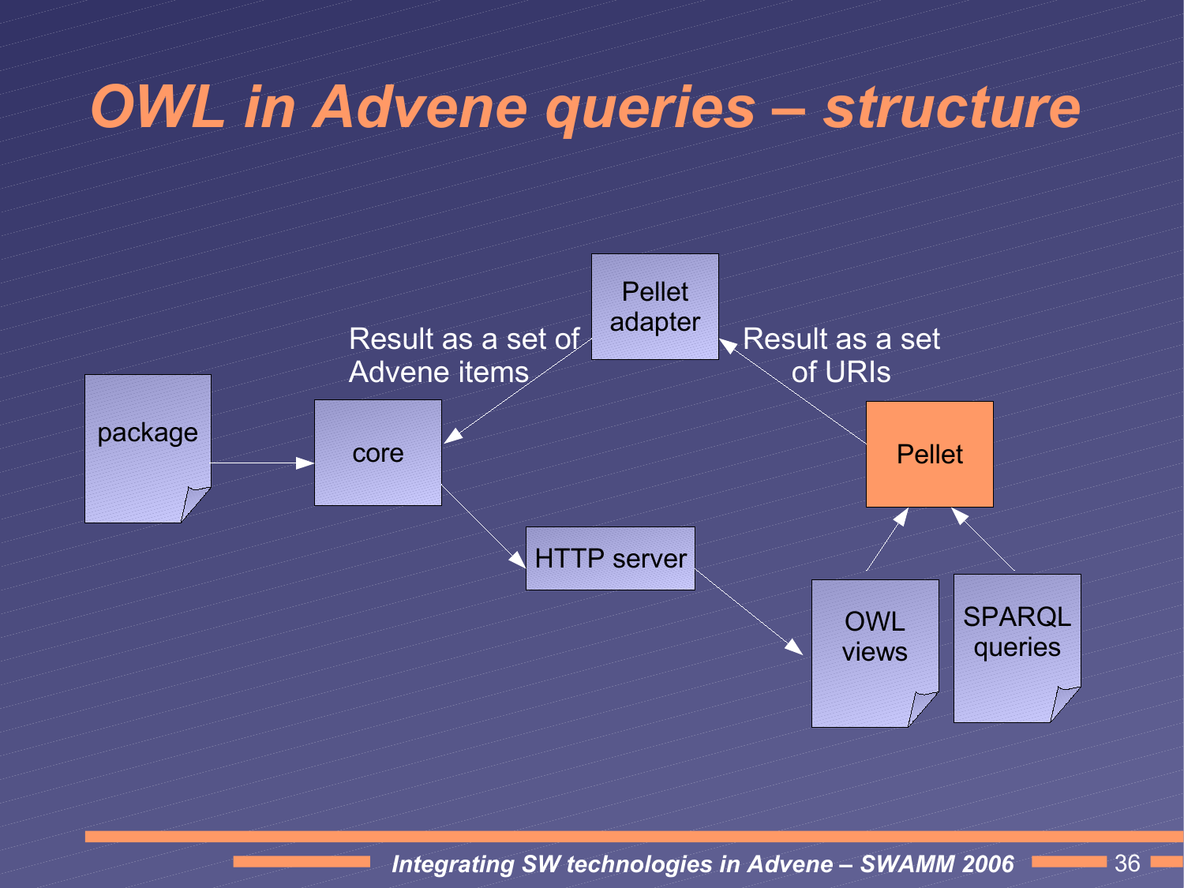# OWL in Advene queries – structure

package

core

Pellet adapter

Result as a set of Advene items

Result as a set of URIs

Pellet

HTTP server

OWL views

SPARQL queries